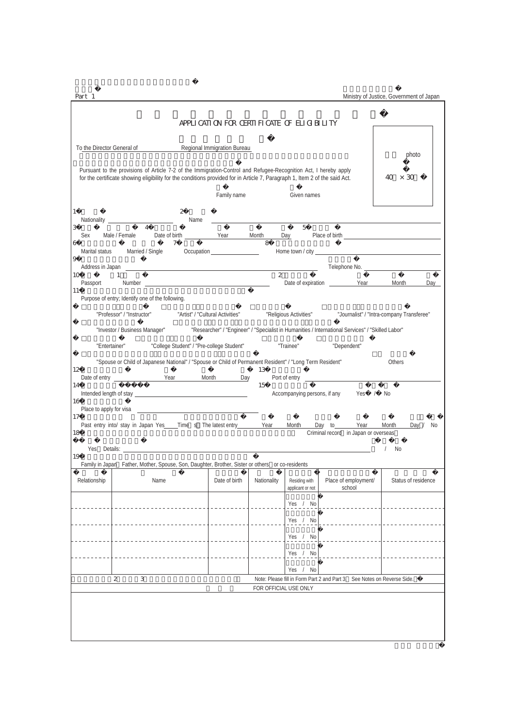Part 1

Ministry of Justice, Government of Japan

# APPLICATION FOR CERTIFICATE OF ELIGIBILITY

photo

40 × 30

To the Director General of ______ Regional Immigration Bureau

Pursuant to the provisions of Article 7-2 of the Immigration-Control and Refugee-Recognition Act, I hereby apply for the certificate showing eligibility for the conditions provided for in Article 7, Paragraph 1, Item 2 of the said Act.

1 Nationality ______ 2 Name ______ Family name ______ Given names ______

3 Sex Male / Female 4 Date of birth ______ Year ______ Month ______ Day ______ 5 Place of birth ______

6 Marital status Married / Single 7 Occupation ______ 8 Home town / city ______

9 Address in Japan ______ Telephone No. ______

10 Passport 1 Number ______ 2 Date of expiration ______ Year ______ Month ______ Day

11 Purpose of entry; Identify one of the following.

- □ "Professor" / "Instructor" □ "Artist" / "Cultural Activities" □ "Religious Activities" □ "Journalist" / "Intra-company Transferee"
- □ "Investor / Business Manager" □ "Researcher" / "Engineer" / "Specialist in Humanities / International Services" / "Skilled Labor"
- □ "Entertainer" □ "College Student" / "Pre-college Student" □ "Trainee" □ "Dependent"
- □ "Spouse or Child of Japanese National" / "Spouse or Child of Permanent Resident" / "Long Term Resident" □ Others

12 Date of entry ______ Year ______ Month ______ Day 13 Port of entry ______

14 Intended length of stay ______ 15 Accompanying persons, if any Yes / No

16 Place to apply for visa ______

17 Past entry into/ stay in Japan Yes ____ Time(s) The latest entry ______ Year ______ Month ______ Day to ______ Year ______ Month ______ Day / No

18 Criminal record (in Japan or overseas)

Yes (Details: ______ ) / No

19 Family in Japan (Father, Mother, Spouse, Son, Daughter, Brother, Sister or others) or co-residents

| Relationship | Name | Date of birth | Nationality | Residing with applicant or not | Place of employment/ school | Status of residence |
|---|---|---|---|---|---|---|
| | | | | Yes / No | | |
| | | | | Yes / No | | |
| | | | | Yes / No | | |
| | | | | Yes / No | | |
| | | | | Yes / No | | |

Note: Please fill in Form Part 2 and Part 3. See Notes on Reverse Side.

FOR OFFICIAL USE ONLY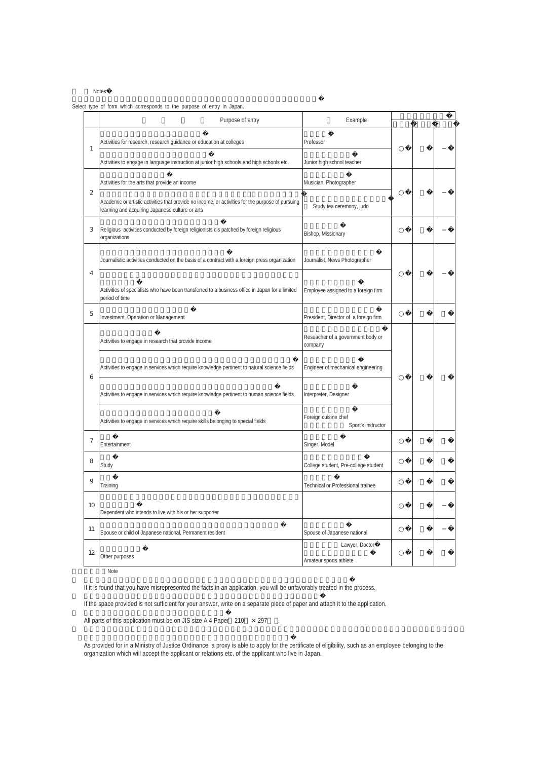Notes

Select type of form which corresponds to the purpose of entry in Japan.

| | Purpose of entry | Example | | | |
|---|---|---|---|---|---|
| 1 | Activities for research, research guidance or education at colleges | Professor | ○ | | − |
| | Activities to engage in language instruction at junior high schools and high schools etc. | Junior high school teacher | | | |
| 2 | Activities for the arts that provide an income | Musician, Photographer | ○ | | − |
| | Academic or artistic activities that provide no income, or activities for the purpose of pursuing learning and acquiring Japanese culture or arts | Study tea ceremony, judo | | | |
| 3 | Religious activities conducted by foreign religionists dis patched by foreign religious organizations | Bishop, Missionary | ○ | | − |
| 4 | Journalistic activities conducted on the basis of a contract with a foreign press organization | Journalist, News Photographer | ○ | | − |
| | Activities of specialists who have been transferred to a business office in Japan for a limited period of time | Employee assigned to a foreign firm | | | |
| 5 | Investment, Operation or Management | President, Director of a foreign firm | ○ | | |
| 6 | Activities to engage in research that provide income | Reseacher of a government body or company | ○ | | |
| | Activities to engage in services which require knowledge pertinent to natural science fields | Engineer of mechanical engineering | | | |
| | Activities to engage in services which require knowledge pertinent to human science fields | Interpreter, Designer | | | |
| | Activities to engage in services which require skills belonging to special fields | Foreign cuisine chef Sport's instructor | | | |
| 7 | Entertainment | Singer, Model | ○ | | |
| 8 | Study | College student, Pre-college student | ○ | | |
| 9 | Training | Technical or Professional trainee | ○ | | |
| 10 | Dependent who intends to live with his or her supporter | | ○ | | − |
| 11 | Spouse or child of Japanese national, Permanent resident | Spouse of Japanese national | ○ | | − |
| 12 | Other purposes | Lawyer, Doctor Amateur sports athlete | ○ | | |

Note

If it is found that you have misrepresented the facts in an application, you will be unfavorably treated in the process.

If the space provided is not sufficient for your answer, write on a separate piece of paper and attach it to the application.

All parts of this application must be on JIS size A 4 Paper（210 × 297）.

As provided for in a Ministry of Justice Ordinance, a proxy is able to apply for the certificate of eligibility, such as an employee belonging to the organization which will accept the applicant or relations etc. of the applicant who live in Japan.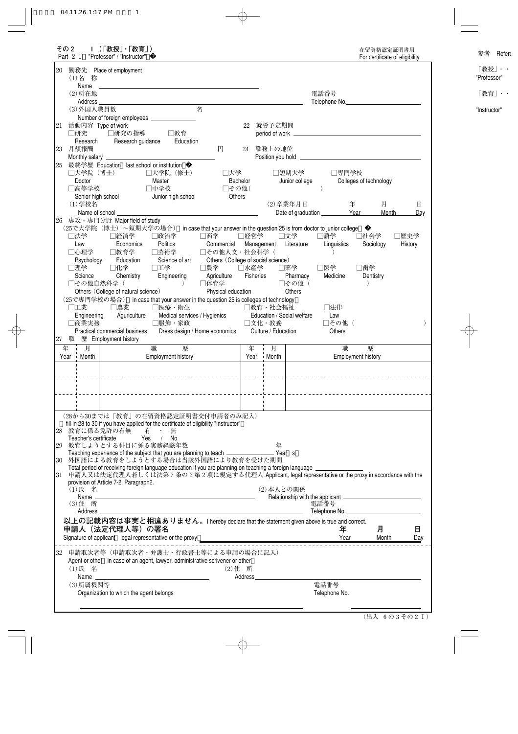その２　Ｉ（「教授」・「教育」）
Part 2 I "Professor" / "Instructor"

在留資格認定証明書用
For certificate of eligibility

20 勤務先 Place of employment
(1)名 称
Name ____________________
(2)所在地
Address ____________________ 電話番号 Telephone No. ____________________
(3)外国人職員数 ______ 名
Number of foreign employees ____________________

21 活動内容 Type of work
□研究 Research　□研究の指導 Research guidance　□教育 Education

22 就労予定期間
period of work ____________________

23 月額報酬
Monthly salary ______ 円

24 職務上の地位
Position you hold ____________________

25 最終学歴 Education (last school or institution)
□大学院（博士） Doctor　□大学院（修士） Master　□大学 Bachelor　□短期大学 Junior college　□専門学校 Colleges of technology
□高等学校 Senior high school　□中学校 Junior high school　□その他（　　　） Others
(1)学校名
Name of school ____________________
(2)卒業年月日
Date of graduation ______ 年 Year ______ 月 Month ______ 日 Day

26 専攻・専門分野 Major field of study
(25で大学院（博士）～短期大学の場合) (in case that your answer in the question 25 is from doctor to junior college)
□法学 Law　□経済学 Economics　□政治学 Politics　□商学 Commercial　□経営学 Management　□文学 Literature　□語学 Linguistics　□社会学 Sociology　□歴史学 History
□心理学 Psychology　□教育学 Education　□芸術学 Science of art　□その他人文・社会科学（　　　） Others (College of social science)
□理学 Science　□化学 Chemistry　□工学 Engineering　□農学 Agriculture　□水産学 Fisheries　□薬学 Pharmacy　□医学 Medicine　□歯学 Dentistry
□その他自然科学（　　　） Others (College of natural science)　□体育学 Physical education　□その他（　　　） Others
(25で専門学校の場合) (in case that your answer in the question 25 is colleges of technology)
□工業 Engineering　□農業 Aguriculture　□医療・衛生 Medical services / Hygienics　□教育・社会福祉 Education / Social welfare　□法律 Law
□商業実務 Practical commercial business　□服飾・家政 Dress design / Home economics　□文化・教養 Culture / Education　□その他（　　　） Others

27 職 歴 Employment history

| 年 Year | 月 Month | 職 歴 Employment history | 年 Year | 月 Month | 職 歴 Employment history |
|---|---|---|---|---|---|
| | | | | | |
| | | | | | |
| | | | | | |

(28から30までは「教育」の在留資格認定証明書交付申請者のみ記入)
(fill in 28 to 30 if you have applied for the certificate of eligibility "Instructor")

28 教育に係る免許の有無　有 ・ 無
Teacher's certificate　Yes / No

29 教育しようとする科目に係る実務経験年数
Teaching experience of the subject that you are planning to teach ______ 年 Year(s)

30 外国語による教育をしようとする場合は当該外国語により教育を受けた期間
Total period of receiving foreign language education if you are planning on teaching a foreign language ____________________

31 申請人又は法定代理人若しくは法第７条の２第２項に規定する代理人 Applicant, legal representative or the proxy in accordance with the provision of Article 7-2, Paragraph2.
(1)氏 名
Name ____________________
(2)本人との関係
Relationship with the applicant ____________________
(3)住 所
Address ____________________ 電話番号 Telephone No. ____________________

**以上の記載内容は事実と相違ありません。** I hereby declare that the statement given above is true and correct.
**申請人（法定代理人等）の署名**
Signature of applicant (legal representative or the proxy) ____________________ **年** Year **月** Month **日** Day

32 申請取次者等（申請取次者・弁護士・行政書士等による申請の場合に記入）
Agent or other (in case of an agent, lawyer, administrative scrivener or other)
(1)氏 名
Name ____________________
(2)住 所
Address ____________________
(3)所属機関等
Organization to which the agent belongs ____________________ 電話番号 Telephone No. ____________________

（出入 ６の３その２ Ｉ）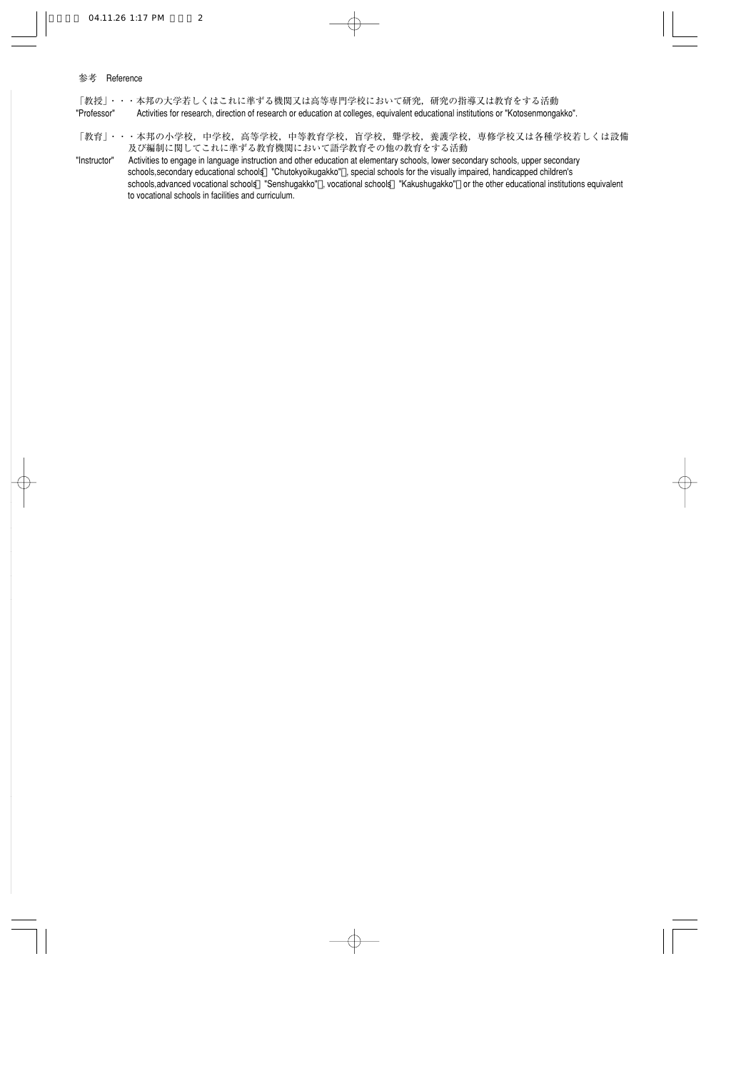参考　Reference

「教授」・・・本邦の大学若しくはこれに準ずる機関又は高等専門学校において研究，研究の指導又は教育をする活動

"Professor"　Activities for research, direction of research or education at colleges, equivalent educational institutions or "Kotosenmongakko".

「教育」・・・本邦の小学校，中学校，高等学校，中等教育学校，盲学校，聾学校，養護学校，専修学校又は各種学校若しくは設備及び編制に関してこれに準ずる教育機関において語学教育その他の教育をする活動

"Instructor"　Activities to engage in language instruction and other education at elementary schools, lower secondary schools, upper secondary schools,secondary educational schools "Chutokyoikugakko" , special schools for the visually impaired, handicapped children's schools,advanced vocational schools "Senshugakko" , vocational schools "Kakushugakko" or the other educational institutions equivalent to vocational schools in facilities and curriculum.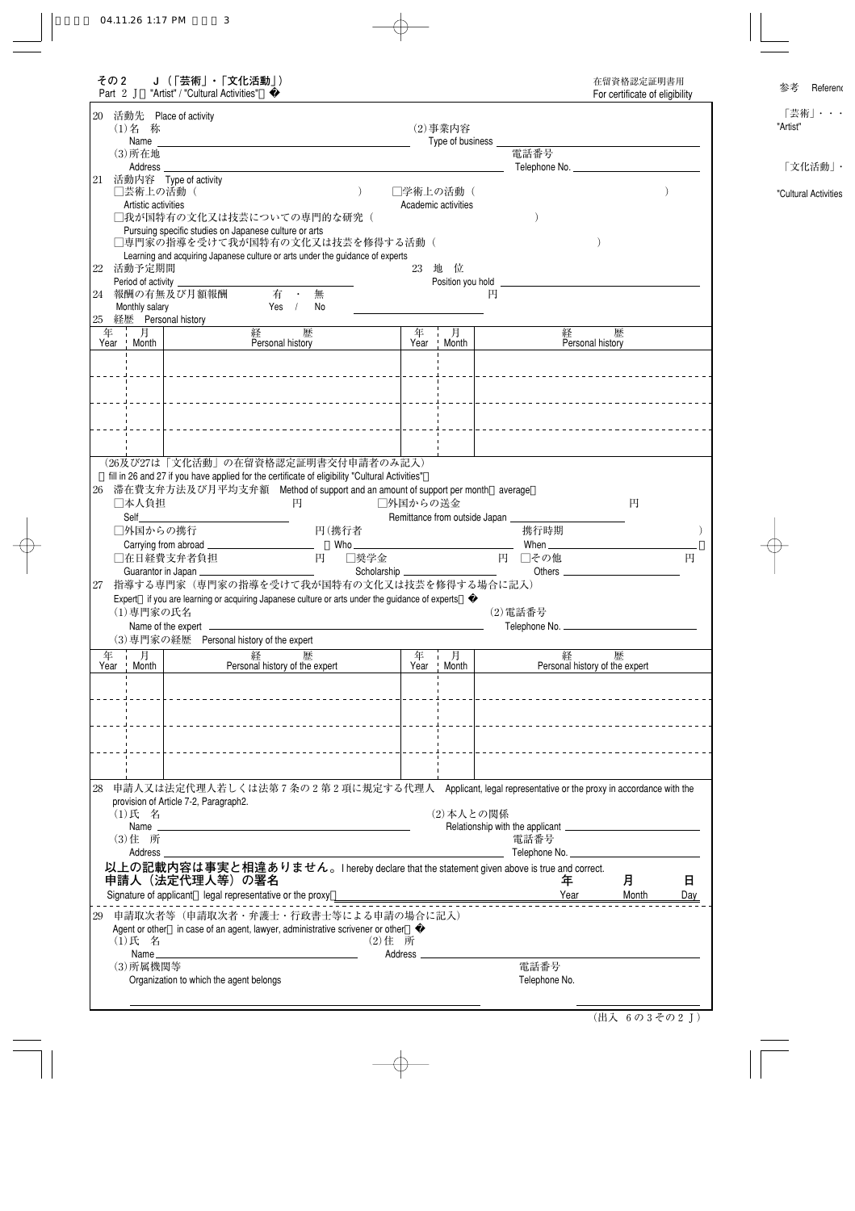その２　Ｊ（「芸術」・「文化活動」）
Part 2 J "Artist" / "Cultural Activities"

在留資格認定証明書用
For certificate of eligibility

20　活動先　Place of activity

(1)名　称 Name ____　(2)事業内容 Type of business ____

(3)所在地 Address ____　電話番号 Telephone No. ____

21　活動内容　Type of activity

□芸術上の活動（　　）Artistic activities　□学術上の活動（　　）Academic activities

□我が国特有の文化又は技芸についての専門的な研究（　　）
Pursuing specific studies on Japanese culture or arts

□専門家の指導を受けて我が国特有の文化又は技芸を修得する活動（　　）
Learning and acquiring Japanese culture or arts under the guidance of experts

22　活動予定期間 Period of activity ____　23　地　位 Position you hold ____

24　報酬の有無及び月額報酬 Monthly salary　有・無 Yes / No ____ 円

25　経歴　Personal history

| 年 Year | 月 Month | 経　歴 Personal history | 年 Year | 月 Month | 経　歴 Personal history |
|---|---|---|---|---|---|
| | | | | | |
| | | | | | |
| | | | | | |
| | | | | | |

（26及び27は「文化活動」の在留資格認定証明書交付申請者のみ記入）
fill in 26 and 27 if you have applied for the certificate of eligibility "Cultural Activities"

26　滞在費支弁方法及び月平均支弁額　Method of support and an amount of support per month average

□本人負担 Self ____ 円　□外国からの送金 Remittance from outside Japan ____ 円

□外国からの携行 Carrying from abroad ____ 円（携行者 Who ____　携行時期 When ____）

□在日経費支弁者負担 Guarantor in Japan ____ 円　□奨学金 Scholarship ____ 円　□その他 Others ____ 円

27　指導する専門家（専門家の指導を受けて我が国特有の文化又は技芸を修得する場合に記入）
Expert if you are learning or acquiring Japanese culture or arts under the guidance of experts

(1)専門家の氏名 Name of the expert ____　(2)電話番号 Telephone No. ____

(3)専門家の経歴　Personal history of the expert

| 年 Year | 月 Month | 経　歴 Personal history of the expert | 年 Year | 月 Month | 経　歴 Personal history of the expert |
|---|---|---|---|---|---|
| | | | | | |
| | | | | | |
| | | | | | |
| | | | | | |

28　申請人又は法定代理人若しくは法第７条の２第２項に規定する代理人　Applicant, legal representative or the proxy in accordance with the provision of Article 7-2, Paragraph2.

(1)氏　名 Name ____　(2)本人との関係 Relationship with the applicant ____

(3)住　所 Address ____　電話番号 Telephone No. ____

**以上の記載内容は事実と相違ありません。** I hereby declare that the statement given above is true and correct.

**申請人（法定代理人等）の署名**
Signature of applicant legal representative or the proxy ____　**年** Year　**月** Month　**日** Day

29　申請取次者等（申請取次者・弁護士・行政書士等による申請の場合に記入）
Agent or other in case of an agent, lawyer, administrative scrivener or other

(1)氏　名 Name ____　(2)住　所 Address ____

(3)所属機関等 Organization to which the agent belongs ____　電話番号 Telephone No. ____

（出入　6 の 3 その２ J）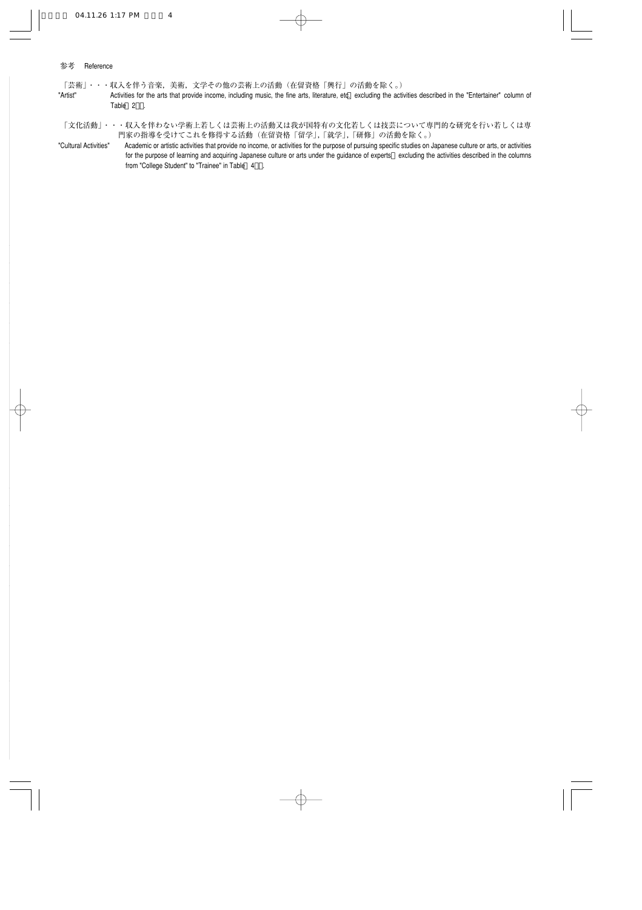参考　Reference

「芸術」・・・収入を伴う音楽，美術，文学その他の芸術上の活動（在留資格「興行」の活動を除く。）

"Artist"　Activities for the arts that provide income, including music, the fine arts, literature, etc. excluding the activities described in the "Entertainer" column of Table 2.

「文化活動」・・・収入を伴わない学術上若しくは芸術上の活動又は我が国特有の文化若しくは技芸について専門的な研究を行い若しくは専門家の指導を受けてこれを修得する活動（在留資格「留学」,「就学」,「研修」の活動を除く。）

"Cultural Activities"　Academic or artistic activities that provide no income, or activities for the purpose of pursuing specific studies on Japanese culture or arts, or activities for the purpose of learning and acquiring Japanese culture or arts under the guidance of experts excluding the activities described in the columns from "College Student" to "Trainee" in Table 4.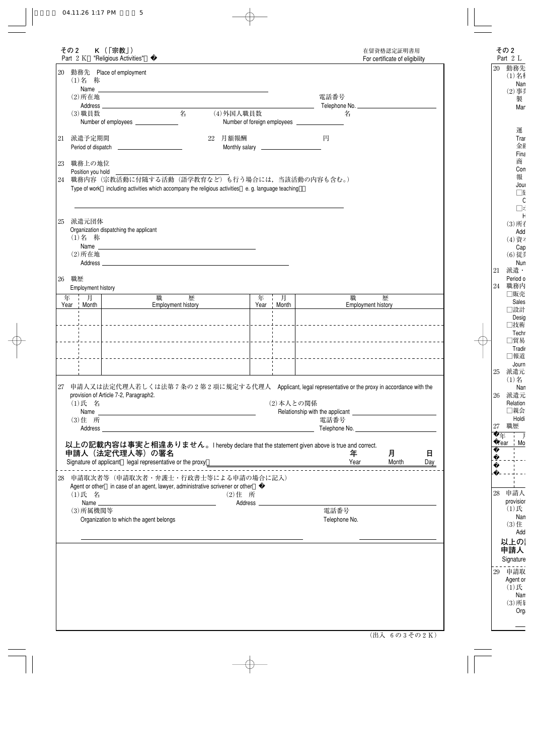その２　Ｋ（「宗教」）
Part 2 K "Religious Activities"

在留資格認定証明書用
For certificate of eligibility

20 勤務先　Place of employment

(1)名　称
Name

(2)所在地
Address

電話番号
Telephone No.

(3)職員数
Number of employees　　　　名

(4)外国人職員数
Number of foreign employees　　　　名

21 派遣予定期間
Period of dispatch

22 月額報酬
Monthly salary　　　　円

23 職務上の地位
Position you hold

24 職務内容（宗教活動に付随する活動（語学教育など）も行う場合には，当該活動の内容も含む。）
Type of work (including activities which accompany the religious activities, e. g. language teaching)

25 派遣元団体
Organization dispatching the applicant

(1)名　称
Name

(2)所在地
Address

26 職歴
Employment history

| 年 Year | 月 Month | 職　歴 Employment history | 年 Year | 月 Month | 職　歴 Employment history |
|---|---|---|---|---|---|
| | | | | | |
| | | | | | |
| | | | | | |
| | | | | | |

27 申請人又は法定代理人若しくは法第７条の２第２項に規定する代理人　Applicant, legal representative or the proxy in accordance with the provision of Article 7-2, Paragraph2.

(1)氏　名
Name

(2)本人との関係
Relationship with the applicant

(3)住　所
Address

電話番号
Telephone No.

**以上の記載内容は事実と相違ありません。** I hereby declare that the statement given above is true and correct.

**申請人（法定代理人等）の署名**
Signature of applicant (legal representative or the proxy)

年 Year　　月 Month　　日 Day

28 申請取次者等（申請取次者・弁護士・行政書士等による申請の場合に記入）
Agent or other (in case of an agent, lawyer, administrative scrivener or other)

(1)氏　名
Name

(2)住　所
Address

(3)所属機関等
Organization to which the agent belongs

電話番号
Telephone No.

（出入　６の３その２Ｋ）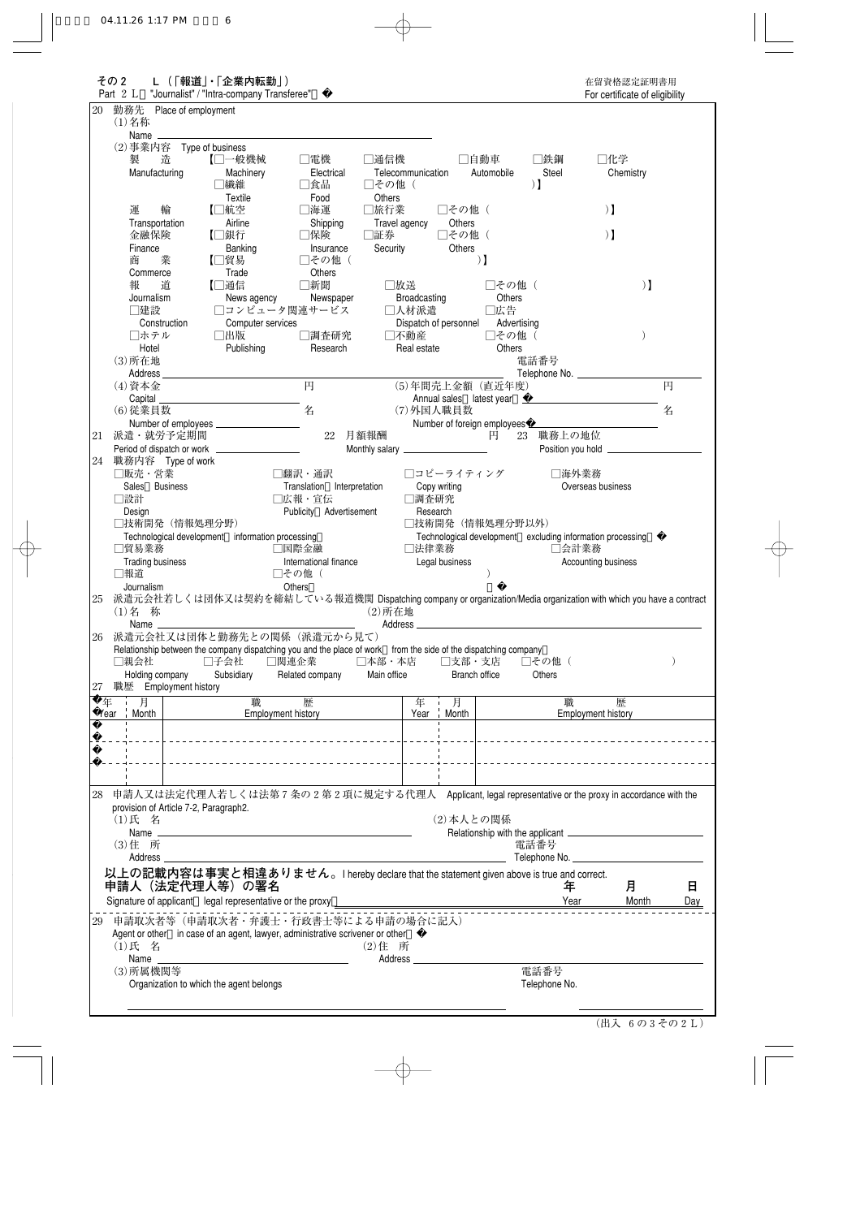その２　Ｌ（「報道」・「企業内転勤」）
Part 2 L "Journalist" / "Intra-company Transferee"

在留資格認定証明書用
For certificate of eligibility

20 勤務先 Place of employment

(1)名称
Name

(2)事業内容 Type of business

製造 Manufacturing 【□一般機械 Machinery □電機 Electrical □通信機 Telecommunication □自動車 Automobile □鉄鋼 Steel □化学 Chemistry □繊維 Textile □食品 Food □その他（　　　）Others】

運輸 Transportation 【□航空 Airline □海運 Shipping □旅行業 Travel agency □その他（　　　）Others】

金融保険 Finance 【□銀行 Banking □保険 Insurance □証券 Security □その他（　　　）Others】

商業 Commerce 【□貿易 Trade □その他（　　　）Others】

報道 Journalism 【□通信 News agency □新聞 Newspaper □放送 Broadcasting □その他（　　　）Others】

□建設 Construction　□コンピュータ関連サービス Computer services　□人材派遣 Dispatch of personnel　□広告 Advertising

□ホテル Hotel　□出版 Publishing　□調査研究 Research　□不動産 Real estate　□その他（　　　）Others

(3)所在地
Address
電話番号
Telephone No.

(4)資本金
Capital　　　　円

(5)年間売上金額（直近年度）
Annual sales（latest year）　　　　円

(6)従業員数
Number of employees　　　　名

(7)外国人職員数
Number of foreign employees　　　　名

21 派遣・就労予定期間
Period of dispatch or work

22 月額報酬
Monthly salary　　　　円

23 職務上の地位
Position you hold

24 職務内容 Type of work

□販売・営業 Sales／Business　□翻訳・通訳 Translation／Interpretation　□コピーライティング Copy writing　□海外業務 Overseas business

□設計 Design　□広報・宣伝 Publicity／Advertisement　□調査研究 Research

□技術開発（情報処理分野） Technological development（information processing）　□技術開発（情報処理分野以外） Technological development（excluding information processing）

□貿易業務 Trading business　□国際金融 International finance　□法律業務 Legal business　□会計業務 Accounting business

□報道 Journalism　□その他（　　　）Others

25 派遣元会社若しくは団体又は契約を締結している報道機関 Dispatching company or organization/Media organization with which you have a contract

(1)名称
Name

(2)所在地
Address

26 派遣元会社又は団体と勤務先との関係（派遣元から見て）
Relationship between the company dispatching you and the place of work（from the side of the dispatching company）

□親会社 Holding company　□子会社 Subsidiary　□関連企業 Related company　□本部・本店 Main office　□支部・支店 Branch office　□その他（　　　）Others

27 職歴 Employment history

| 年 Year | 月 Month | 職歴 Employment history | 年 Year | 月 Month | 職歴 Employment history |
|---|---|---|---|---|---|
| | | | | | |
| | | | | | |
| | | | | | |
| | | | | | |

28 申請人又は法定代理人若しくは法第７条の２第２項に規定する代理人 Applicant, legal representative or the proxy in accordance with the provision of Article 7-2, Paragraph2.

(1)氏名
Name

(2)本人との関係
Relationship with the applicant

(3)住所
Address
電話番号
Telephone No.

**以上の記載内容は事実と相違ありません。** I hereby declare that the statement given above is true and correct.

**申請人（法定代理人等）の署名**
Signature of applicant（legal representative or the proxy）

**年** Year　**月** Month　**日** Day

29 申請取次者等（申請取次者・弁護士・行政書士等による申請の場合に記入）
Agent or other（in case of an agent, lawyer, administrative scrivener or other）

(1)氏名
Name

(2)住所
Address

(3)所属機関等
Organization to which the agent belongs
電話番号
Telephone No.

（出入 ６の３その２Ｌ）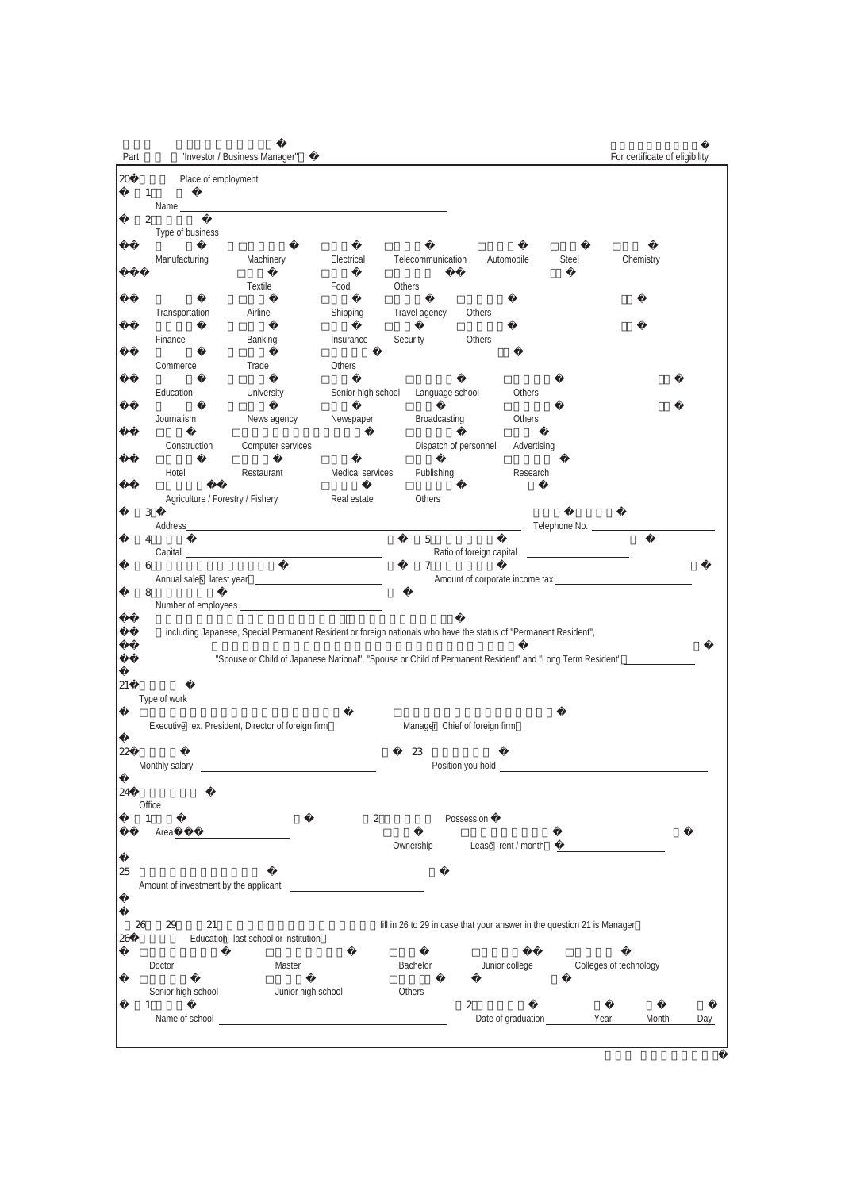Part "Investor / Business Manager"

For certificate of eligibility

20 Place of employment

1 Name

2 Type of business

□ Manufacturing □ Machinery □ Electrical □ Telecommunication □ Automobile □ Steel □ Chemistry

□ Textile □ Food □ Others

□ Transportation □ Airline □ Shipping □ Travel agency □ Others

□ Finance □ Banking □ Insurance □ Security □ Others

□ Commerce □ Trade □ Others

□ Education □ University □ Senior high school □ Language school □ Others

□ Journalism □ News agency □ Newspaper □ Broadcasting □ Others

□ Construction □ Computer services □ Dispatch of personnel □ Advertising

□ Hotel □ Restaurant □ Medical services □ Publishing □ Research

□ Agriculture / Forestry / Fishery □ Real estate □ Others

3 Address Telephone No.

4 Capital 5 Ratio of foreign capital

6 Annual sales (latest year) 7 Amount of corporate income tax

8 Number of employees

including Japanese, Special Permanent Resident or foreign nationals who have the status of "Permanent Resident", "Spouse or Child of Japanese National", "Spouse or Child of Permanent Resident" and "Long Term Resident"

21 Type of work

□ Executive (ex. President, Director of foreign firm) □ Manager (Chief of foreign firm)

22 Monthly salary 23 Position you hold

24 Office

1 Area 2 Possession

□ Ownership □ Lease (rent / month )

25 Amount of investment by the applicant

26 29 21 (fill in 26 to 29 in case that your answer in the question 21 is Manager)

26 Education (last school or institution)

□ Doctor □ Master □ Bachelor □ Junior college □ Colleges of technology

□ Senior high school □ Junior high school □ Others

1 Name of school 2 Date of graduation Year Month Day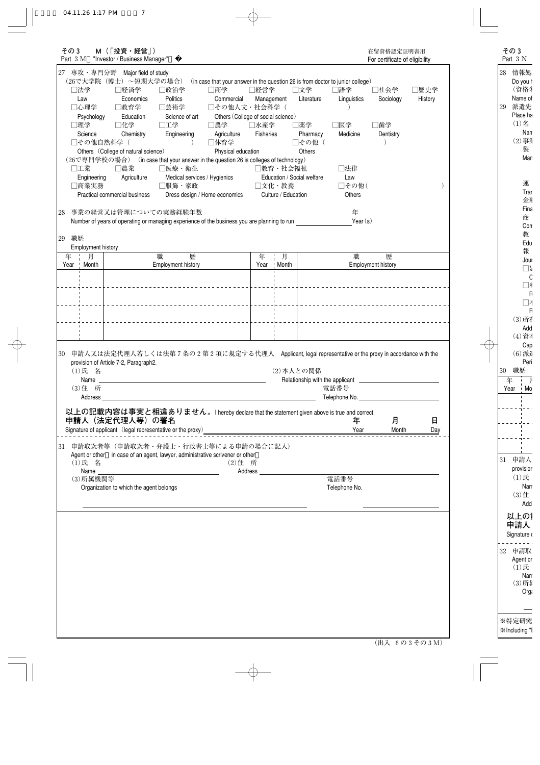## その３　M（「投資・経営」）

Part 3 M "Investor / Business Manager"

在留資格認定証明書用
For certificate of eligibility

27　専攻・専門分野　Major field of study

（26で大学院（博士）～短期大学の場合）　(in case that your answer in the question 26 is from doctor to junior college)

□法学 Law　□経済学 Economics　□政治学 Politics　□商学 Commercial　□経営学 Management　□文学 Literature　□語学 Linguistics　□社会学 Sociology　□歴史学 History
□心理学 Psychology　□教育学 Education　□芸術学 Science of art　□その他人文・社会科学（　　　　） Others (College of social science)
□理学 Science　□化学 Chemistry　□工学 Engineering　□農学 Agriculture　□水産学 Fisheries　□薬学 Pharmacy　□医学 Medicine　□歯学 Dentistry
□その他自然科学（　　　　） Others (College of natural science)　□体育学 Physical education　□その他（　　　　） Others

（26で専門学校の場合）　(in case that your answer in the question 26 is colleges of technology)

□工業 Engineering　□農業 Agriculture　□医療・衛生 Medical services / Hygienics　□教育・社会福祉 Education / Social welfare　□法律 Law
□商業実務 Practical commercial business　□服飾・家政 Dress design / Home economics　□文化・教養 Culture / Education　□その他（　　　　） Others

28　事業の経営又は管理についての実務経験年数
Number of years of operating or managing experience of the business you are planning to run ＿＿＿＿＿＿ 年 Year (s)

29　職歴
Employment history

| 年 Year | 月 Month | 職　歴 Employment history | 年 Year | 月 Month | 職　歴 Employment history |
|---|---|---|---|---|---|
| | | | | | |
| | | | | | |
| | | | | | |
| | | | | | |

30　申請人又は法定代理人若しくは法第７条の２第２項に規定する代理人　Applicant, legal representative or the proxy in accordance with the provision of Article 7-2, Paragraph2.

(1)氏　名
Name ＿＿＿＿＿＿＿＿＿＿
(2)本人との関係
Relationship with the applicant ＿＿＿＿＿＿＿＿＿＿
(3)住　所
Address ＿＿＿＿＿＿＿＿＿＿
電話番号
Telephone No. ＿＿＿＿＿＿＿＿＿＿

**以上の記載内容は事実と相違ありません。** I hereby declare that the statement given above is true and correct.

**申請人（法定代理人等）の署名**
Signature of applicant (legal representative or the proxy) ＿＿＿＿＿＿＿＿＿＿　**年** Year　**月** Month　**日** Day

31　申請取次者等（申請取次者・弁護士・行政書士等による申請の場合に記入）
Agent or other (in case of an agent, lawyer, administrative scrivener or other)

(1)氏　名
Name ＿＿＿＿＿＿＿＿＿＿
(2)住　所
Address ＿＿＿＿＿＿＿＿＿＿
(3)所属機関等
Organization to which the agent belongs
電話番号
Telephone No.

（出入　６の３その３Ｍ）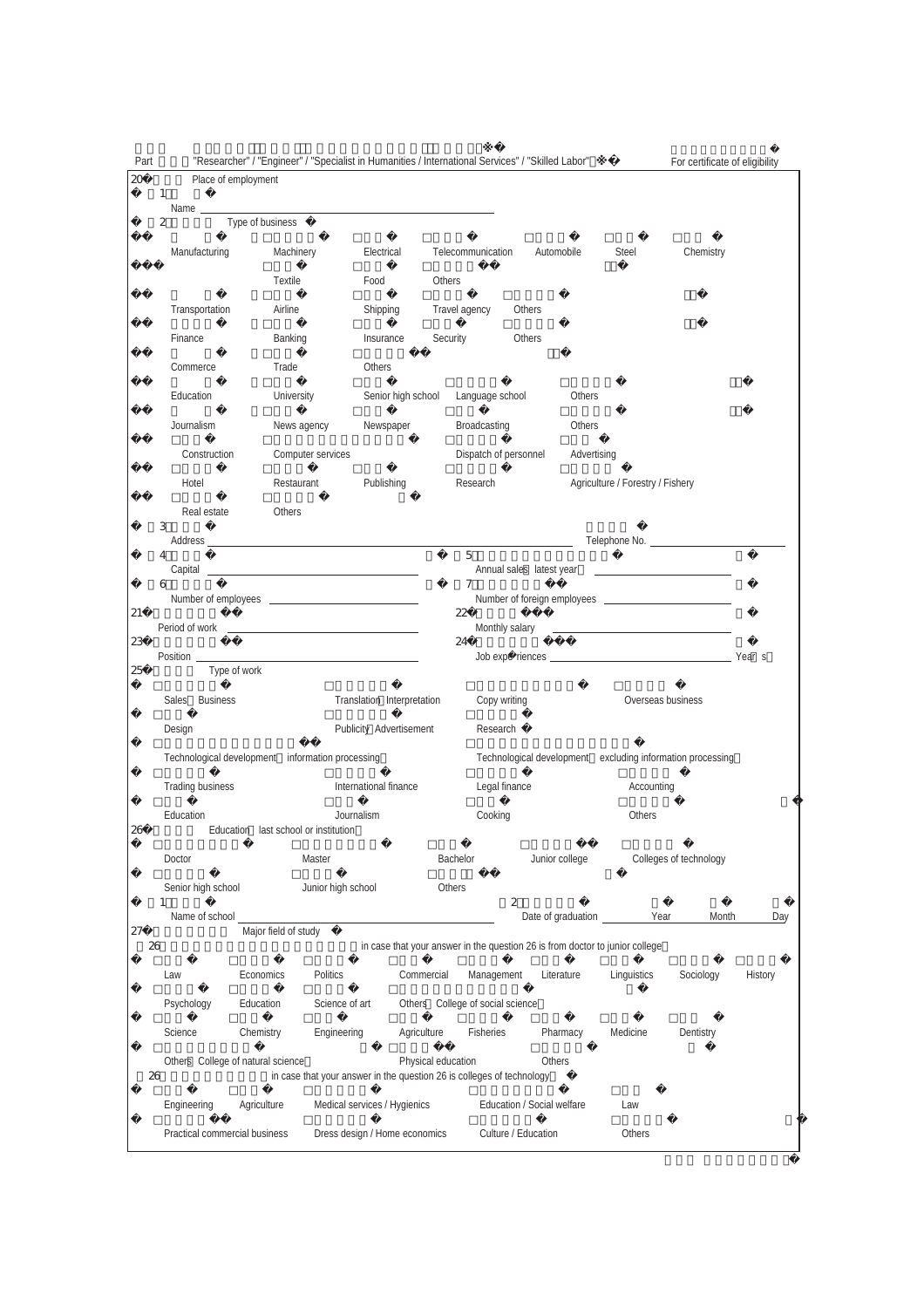Part "Researcher" / "Engineer" / "Specialist in Humanities / International Services" / "Skilled Labor" ※ For certificate of eligibility

20 Place of employment

(1) Name ______

(2) Type of business

- □ Manufacturing: □ Machinery □ Electrical □ Telecommunication □ Automobile □ Steel □ Chemistry □ Textile □ Food □ Others
- □ Transportation: □ Airline □ Shipping □ Travel agency □ Others
- □ Finance: □ Banking □ Insurance □ Security □ Others
- □ Commerce: □ Trade □ Others
- □ Education: □ University □ Senior high school □ Language school □ Others
- □ Journalism: □ News agency □ Newspaper □ Broadcasting □ Others
- □ Construction □ Computer services □ Dispatch of personnel □ Advertising
- □ Hotel □ Restaurant □ Publishing □ Research □ Agriculture / Forestry / Fishery
- □ Real estate □ Others

(3) Address ______ Telephone No. ______

(4) Capital ______ (5) Annual sales (latest year) ______

(6) Number of employees ______ (7) Number of foreign employees ______

21 Period of work ______ 22 Monthly salary ______

23 Position ______ 24 Job experiences ______ Year(s)

25 Type of work

- □ Sales, Business □ Translation, Interpretation □ Copy writing □ Overseas business
- □ Design □ Publicity, Advertisement □ Research
- □ Technological development (information processing) □ Technological development (excluding information processing)
- □ Trading business □ International finance □ Legal finance □ Accounting
- □ Education □ Journalism □ Cooking □ Others

26 Education (last school or institution)

- □ Doctor □ Master □ Bachelor □ Junior college □ Colleges of technology
- □ Senior high school □ Junior high school □ Others

(1) Name of school ______ (2) Date of graduation ______ Year ______ Month ______ Day

27 Major field of study

26 in case that your answer in the question 26 is from doctor to junior college

- □ Law □ Economics □ Politics □ Commercial □ Management □ Literature □ Linguistics □ Sociology □ History
- □ Psychology □ Education □ Science of art □ Others (College of social science)
- □ Science □ Chemistry □ Engineering □ Agriculture □ Fisheries □ Pharmacy □ Medicine □ Dentistry
- □ Others (College of natural science) □ Physical education □ Others

26 in case that your answer in the question 26 is colleges of technology

- □ Engineering □ Agriculture □ Medical services / Hygienics □ Education / Social welfare □ Law
- □ Practical commercial business □ Dress design / Home economics □ Culture / Education □ Others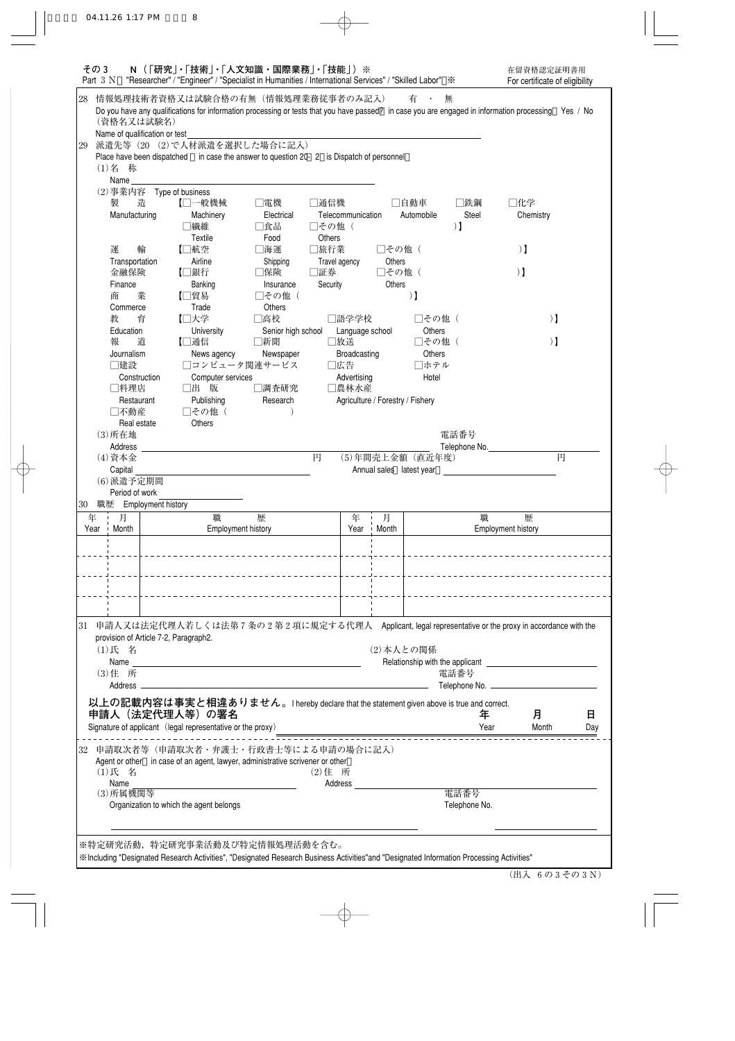その３　Ｎ（「研究」・「技術」・「人文知識・国際業務」・「技能」）※
Part 3 N "Researcher" / "Engineer" / "Specialist in Humanities / International Services" / "Skilled Labor" ※

在留資格認定証明書用
For certificate of eligibility

28 情報処理技術者資格又は試験合格の有無（情報処理業務従事者のみ記入）　有　・　無
Do you have any qualifications for information processing or tests that you have passed? (in case you are engaged in information processing) Yes / No
（資格名又は試験名）
Name of qualification or test ______

29 派遣先等（20 (2)で人材派遣を選択した場合に記入）
Place have been dispatched (in case the answer to question 20 (2) is Dispatch of personnel)

(1)名　称
Name ______

(2)事業内容　Type of business

製　造 Manufacturing【□一般機械 Machinery　□電機 Electrical　□通信機 Telecommunication　□自動車 Automobile　□鉄鋼 Steel　□化学 Chemistry　□繊維 Textile　□食品 Food　□その他（　　）Others】

運　輸 Transportation【□航空 Airline　□海運 Shipping　□旅行業 Travel agency　□その他（　　）Others】

金融保険 Finance【□銀行 Banking　□保険 Insurance　□証券 Security　□その他（　　）Others】

商　業 Commerce【□貿易 Trade　□その他（　　）Others】

教　育 Education【□大学 University　□高校 Senior high school　□語学学校 Language school　□その他（　　）Others】

報　道 Journalism【□通信 News agency　□新聞 Newspaper　□放送 Broadcasting　□その他（　　）Others】

□建設 Construction　□コンピュータ関連サービス Computer services　□広告 Advertising　□ホテル Hotel

□料理店 Restaurant　□出　版 Publishing　□調査研究 Research　□農林水産 Agriculture / Forestry / Fishery

□不動産 Real estate　□その他（　　）Others

(3)所在地
Address ______　電話番号 Telephone No. ______

(4)資本金
Capital ______ 円　(5)年間売上金額（直近年度）Annual sales (latest year) ______ 円

(6)派遣予定期間
Period of work ______

30 職歴　Employment history

| 年 Year | 月 Month | 職　歴 Employment history | 年 Year | 月 Month | 職　歴 Employment history |
|---|---|---|---|---|---|
| | | | | | |
| | | | | | |
| | | | | | |
| | | | | | |
| | | | | | |

31 申請人又は法定代理人若しくは法第７条の２第２項に規定する代理人　Applicant, legal representative or the proxy in accordance with the provision of Article 7-2, Paragraph2.

(1)氏　名
Name ______　(2)本人との関係 Relationship with the applicant ______

(3)住　所
Address ______　電話番号 Telephone No. ______

**以上の記載内容は事実と相違ありません。** I hereby declare that the statement given above is true and correct.

**申請人（法定代理人等）の署名**
Signature of applicant (legal representative or the proxy) ______　年 Year　月 Month　日 Day

32 申請取次者等（申請取次者・弁護士・行政書士等による申請の場合に記入）
Agent or other (in case of an agent, lawyer, administrative scrivener or other)

(1)氏　名
Name ______　(2)住　所 Address ______

(3)所属機関等
Organization to which the agent belongs ______　電話番号 Telephone No. ______

※特定研究活動，特定研究事業活動及び特定情報処理活動を含む。
※Including "Designated Research Activities", "Designated Research Business Activities"and "Designated Information Processing Activities"

（出入 6の3その3Ｎ）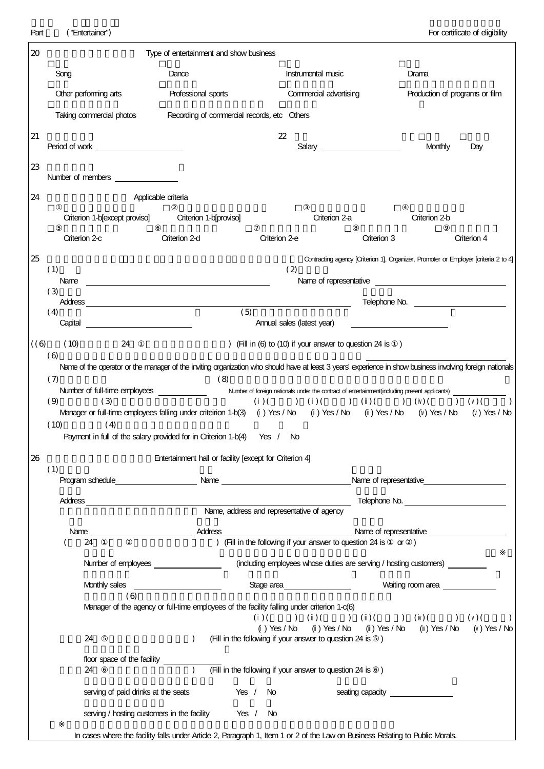Part ("Entertainer") For certificate of eligibility

20 Type of entertainment and show business

□ Song □ Dance □ Instrumental music □ Drama

□ Other performing arts □ Professional sports □ Commercial advertising □ Production of programs or film

□ Taking commercial photos □ Recording of commercial records, etc □ Others

21 Period of work ____________ 22 Salary ____________ □ Monthly □ Day

23 Number of members ____________

24 Applicable criteria

□① Criterion 1-b[except proviso] □② Criterion 1-b[proviso] □③ Criterion 2-a □④ Criterion 2-b

□⑤ Criterion 2-c □⑥ Criterion 2-d □⑦ Criterion 2-e □⑧ Criterion 3 □⑨ Criterion 4

25 Contracting agency [Criterion 1], Organizer, Promoter or Employer [criteria 2 to 4]

(1) Name ____________ (2) Name of representative ____________

(3) Address ____________ Telephone No. ____________

(4) Capital ____________ (5) Annual sales (latest year) ____________

((6) (10) 24 ① ) (Fill in (6) to (10) if your answer to question 24 is ①)

(6) Name of the operator or the manager of the inviting organization who should have at least 3 years' experience in show business involving foreign nationals ____________

(7) Number of full-time employees ____________ (8) Number of foreign nationals under the contract of entertainment(including present applicants) ____________

(9) (3) Manager or full-time employees falling under criteiron 1-b(3) (ⅰ) Yes / No (ⅰ) Yes / No (ⅱ) Yes / No (ⅳ) Yes / No (ⅴ) Yes / No

(10) (4) Payment in full of the salary provided for in Criterion 1-b(4) Yes / No

26 Entertainment hall or facility [except for Criterion 4]

(1) Program schedule ____________ Name ____________ Name of representative ____________

Address ____________ Telephone No. ____________

Name, address and representative of agency

Name ____________ Address ____________ Name of representative ____________

( 24 ① ② ) (Fill in the following if your answer to question 24 is ① or ②)

Number of employees ____________ (including employees whose duties are serving / hosting customers) ____________ ※

Monthly sales ____________ Stage area ____________ Waiting room area ____________

(6) Manager of the agency or full-time employees of the facility falling under criterion 1-c(6)

(ⅰ) Yes / No (ⅰ) Yes / No (ⅱ) Yes / No (ⅳ) Yes / No (ⅴ) Yes / No

24 ⑤ ) (Fill in the following if your answer to question 24 is ⑤)

floor space of the facility ____________

24 ⑥ ) (Fill in the following if your answer to question 24 is ⑥)

serving of paid drinks at the seats Yes / No seating capacity ____________

serving / hosting customers in the facility Yes / No

※ In cases where the facility falls under Article 2, Paragraph 1, Item 1 or 2 of the Law on Business Relating to Public Morals.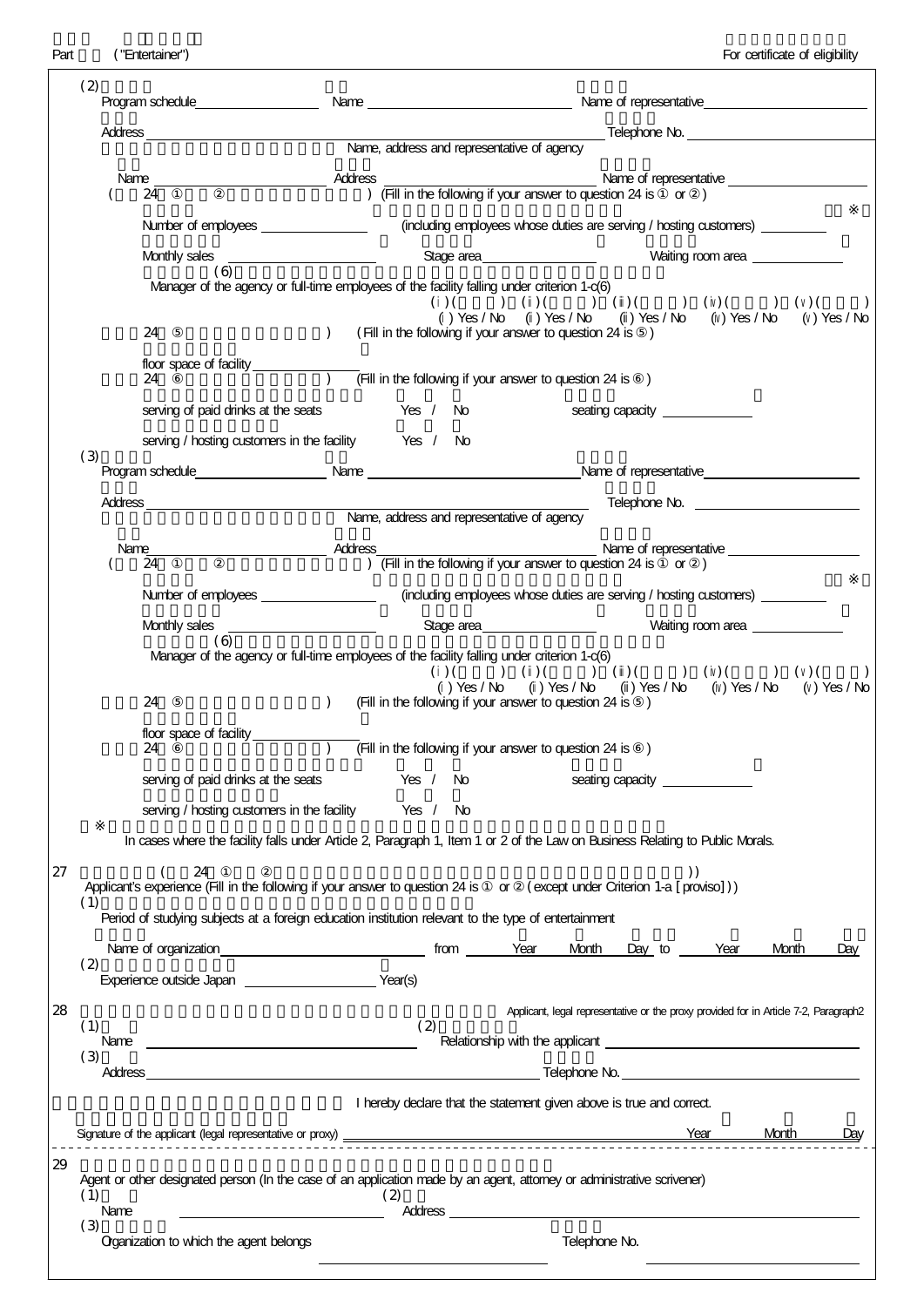Part ("Entertainer") For certificate of eligibility

(2)
Program schedule________ Name ____________ Name of representative ____________

Address ______________________________ Telephone No. ____________

Name, address and representative of agency

Name ____________ Address ____________ Name of representative ____________

( 24 ① ② ) (Fill in the following if your answer to question 24 is ① or ②)

※

Number of employees ________ (including employees whose duties are serving / hosting customers) ________

Monthly sales ________ Stage area ________ Waiting room area ________

(6)

Manager of the agency or full-time employees of the facility falling under criterion 1-c(6)

(ⅰ) ( ) (ⅱ) ( ) (ⅲ) ( ) (ⅳ) ( ) (ⅴ) ( )

(ⅰ) Yes / No (ⅱ) Yes / No (ⅲ) Yes / No (ⅳ) Yes / No (ⅴ) Yes / No

24 ⑤ ) (Fill in the following if your answer to question 24 is ⑤)

floor space of facility ________

24 ⑥ ) (Fill in the following if your answer to question 24 is ⑥)

serving of paid drinks at the seats Yes / No seating capacity ________

serving / hosting customers in the facility Yes / No

(3)
Program schedule________ Name ____________ Name of representative ____________

Address ______________________________ Telephone No. ____________

Name, address and representative of agency

Name ____________ Address ____________ Name of representative ____________

( 24 ① ② ) (Fill in the following if your answer to question 24 is ① or ②)

※

Number of employees ________ (including employees whose duties are serving / hosting customers) ________

Monthly sales ________ Stage area ________ Waiting room area ________

(6)

Manager of the agency or full-time employees of the facility falling under criterion 1-c(6)

(ⅰ) ( ) (ⅱ) ( ) (ⅲ) ( ) (ⅳ) ( ) (ⅴ) ( )

(ⅰ) Yes / No (ⅱ) Yes / No (ⅲ) Yes / No (ⅳ) Yes / No (ⅴ) Yes / No

24 ⑤ ) (Fill in the following if your answer to question 24 is ⑤)

floor space of facility ________

24 ⑥ ) (Fill in the following if your answer to question 24 is ⑥)

serving of paid drinks at the seats Yes / No seating capacity ________

serving / hosting customers in the facility Yes / No

※ In cases where the facility falls under Article 2, Paragraph 1, Item 1 or 2 of the Law on Business Relating to Public Morals.

27 ( 24 ① ② ))

Applicant's experience (Fill in the following if your answer to question 24 is ① or ② (except under Criterion 1-a [proviso]))

(1)
Period of studying subjects at a foreign education institution relevant to the type of entertainment

Name of organization ____________ from ____ Year Month Day to ____ Year Month Day

(2)
Experience outside Japan ________ Year(s)

28 Applicant, legal representative or the proxy provided for in Article 7-2, Paragraph2

(1) Name ____________ (2) Relationship with the applicant ____________

(3) Address ____________ Telephone No. ____________

I hereby declare that the statement given above is true and correct.

Signature of the applicant (legal representative or proxy) ____________ Year Month Day

29
Agent or other designated person (In the case of an application made by an agent, attorney or administrative scrivener)

(1) Name ____________ (2) Address ____________

(3) Organization to which the agent belongs ____________ Telephone No. ____________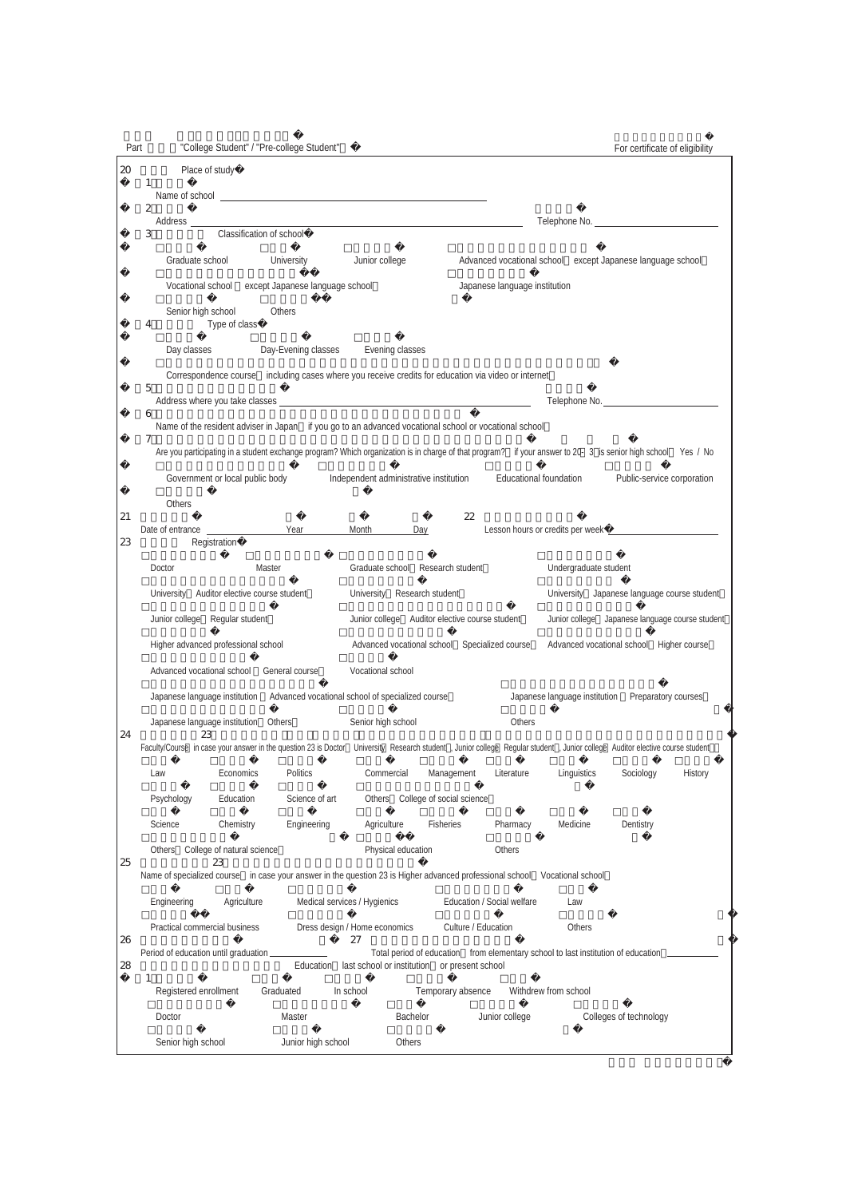Part "College Student" / "Pre-college Student" For certificate of eligibility

20 Place of study

1 Name of school

2 Address Telephone No.

3 Classification of school

□ Graduate school □ University □ Junior college □ Advanced vocational school (except Japanese language school)

□ Vocational school (except Japanese language school) □ Japanese language institution

□ Senior high school □ Others

4 Type of class

□ Day classes □ Day-Evening classes □ Evening classes

□ Correspondence course (including cases where you receive credits for education via video or internet)

5 Address where you take classes Telephone No.

6 Name of the resident adviser in Japan (if you go to an advanced vocational school or vocational school)

7 Are you participating in a student exchange program? Which organization is in charge of that program? (if your answer to 20-3 is senior high school) Yes / No

□ Government or local public body □ Independent administrative institution □ Educational foundation □ Public-service corporation

□ Others

21 Date of entrance Year Month Day

22 Lesson hours or credits per week

23 Registration

□ Doctor □ Master □ Graduate school (Research student) □ Undergraduate student

□ University (Auditor elective course student) □ University (Research student) □ University (Japanese language course student)

□ Junior college (Regular student) □ Junior college (Auditor elective course student) □ Junior college (Japanese language course student)

□ Higher advanced professional school □ Advanced vocational school (Specialized course) □ Advanced vocational school (Higher course)

□ Advanced vocational school (General course) □ Vocational school

□ Japanese language institution (Advanced vocational school of specialized course) □ Japanese language institution (Preparatory courses)

□ Japanese language institution (Others) □ Senior high school □ Others

24 Faculty/Course (in case your answer in the question 23 is Doctor, University (Research student), Junior college (Regular student), Junior college (Auditor elective course student))

□ Law □ Economics □ Politics □ Commercial □ Management □ Literature □ Linguistics □ Sociology □ History

□ Psychology □ Education □ Science of art □ Others (College of social science)

□ Science □ Chemistry □ Engineering □ Agriculture □ Fisheries □ Pharmacy □ Medicine □ Dentistry

□ Others (College of natural science) □ Physical education □ Others

25 Name of specialized course (in case your answer in the question 23 is Higher advanced professional school, Vocational school)

□ Engineering □ Agriculture □ Medical services / Hygienics □ Education / Social welfare □ Law

□ Practical commercial business □ Dress design / Home economics □ Culture / Education □ Others

26 Period of education until graduation

27 Total period of education (from elementary school to last institution of education)

28 Education (last school or institution) or present school

1 □ Registered enrollment □ Graduated □ In school □ Temporary absence □ Withdrew from school

□ Doctor □ Master □ Bachelor □ Junior college □ Colleges of technology

□ Senior high school □ Junior high school □ Others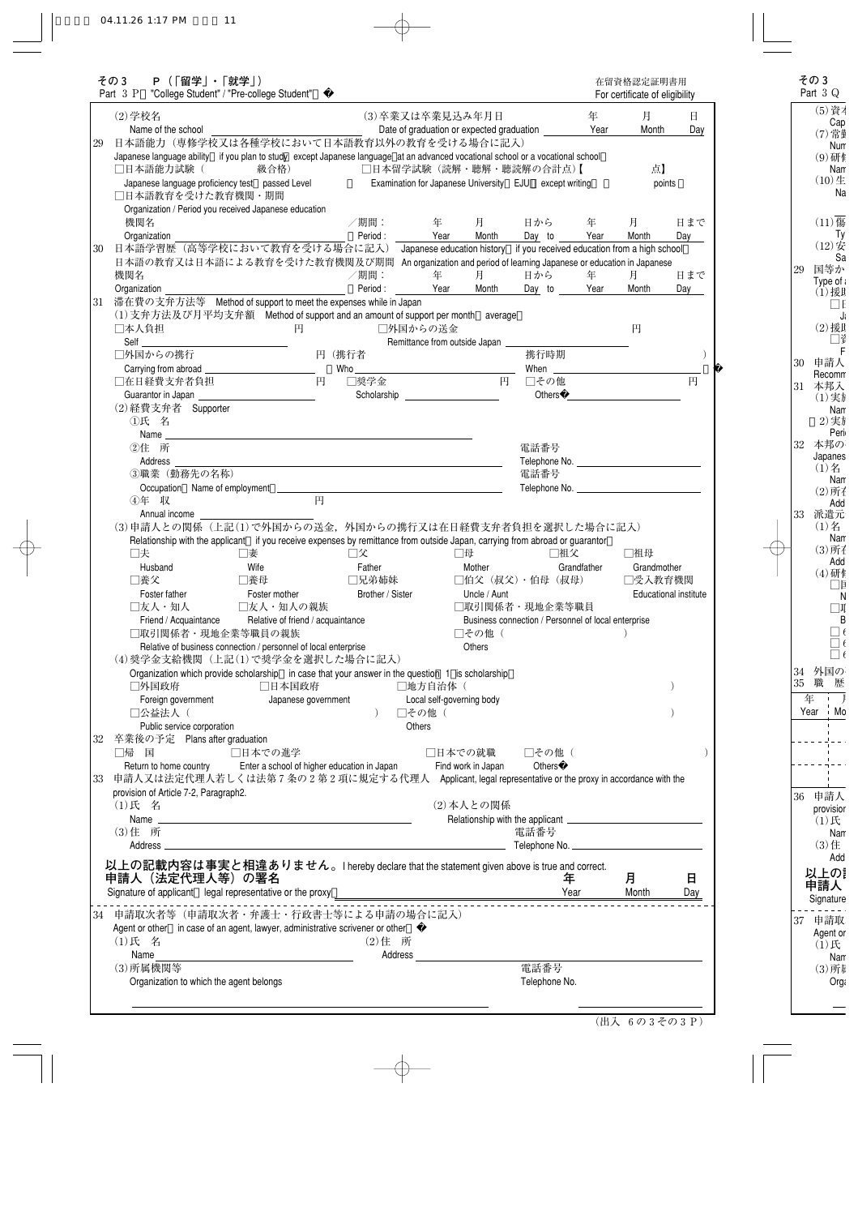## その３　Ｐ（「留学」・「就学」）
Part 3 P "College Student" / "Pre-college Student"

在留資格認定証明書用
For certificate of eligibility

(2)学校名
Name of the school

(3)卒業又は卒業見込み年月日　年　月　日
Date of graduation or expected graduation　Year　Month　Day

29　日本語能力（専修学校又は各種学校において日本語教育以外の教育を受ける場合に記入）
Japanese language ability (if you plan to study except Japanese language at an advanced vocational school or a vocational school)

□日本語能力試験（　　級合格）
Japanese language proficiency test (passed Level　)

□日本留学試験（読解・聴解・聴読解の合計点）【　　点】
Examination for Japanese University (EJU) (except writing) (　points)

□日本語教育を受けた教育機関・期間
Organization / Period you received Japanese education

機関名 Organization　／期間：Period:　年 Year　月 Month　日から Day to　年 Year　月 Month　日まで Day

30　日本語学習歴（高等学校において教育を受ける場合に記入）Japanese education history (if you received education from a high school)
日本語の教育又は日本語による教育を受けた教育機関及び期間　An organization and period of learning Japanese or education in Japanese

機関名 Organization　／期間：Period:　年 Year　月 Month　日から Day to　年 Year　月 Month　日まで Day

31　滞在費の支弁方法等　Method of support to meet the expenses while in Japan

(1)支弁方法及び月平均支弁額　Method of support and an amount of support per month (average)

□本人負担 Self　円
□外国からの送金 Remittance from outside Japan　円
□外国からの携行 Carrying from abroad　円（携行者 Who　携行時期 When　）
□在日経費支弁者負担 Guarantor in Japan　円
□奨学金 Scholarship　円
□その他 Others　円

(2)経費支弁者　Supporter

①氏　名
Name

②住　所
Address

電話番号
Telephone No.

③職業（勤務先の名称）
Occupation (Name of employment)

電話番号
Telephone No.

④年　収　円
Annual income

(3)申請人との関係（上記(1)で外国からの送金，外国からの携行又は在日経費支弁者負担を選択した場合に記入）
Relationship with the applicant (if you receive expenses by remittance from outside Japan, carrying from abroad or guarantor)

□夫 Husband　□妻 Wife　□父 Father　□母 Mother　□祖父 Grandfather　□祖母 Grandmother
□養父 Foster father　□養母 Foster mother　□兄弟姉妹 Brother / Sister　□伯父（叔父）・伯母（叔母）Uncle / Aunt　□受入教育機関 Educational institute
□友人・知人 Friend / Acquaintance　□友人・知人の親族 Relative of friend / acquaintance　□取引関係者・現地企業等職員 Business connection / Personnel of local enterprise
□取引関係者・現地企業等職員の親族 Relative of business connection / personnel of local enterprise　□その他（　） Others

(4)奨学金支給機関（上記(1)で奨学金を選択した場合に記入）
Organization which provide scholarship (in case that your answer in the question (1) is scholarship)

□外国政府 Foreign government　□日本国政府 Japanese government　□地方自治体（　） Local self-governing body
□公益法人（　） Public service corporation　□その他（　） Others

32　卒業後の予定　Plans after graduation

□帰　国 Return to home country　□日本での進学 Enter a school of higher education in Japan　□日本での就職 Find work in Japan　□その他（　） Others

33　申請人又は法定代理人若しくは法第７条の２第２項に規定する代理人　Applicant, legal representative or the proxy in accordance with the provision of Article 7-2, Paragraph2.

(1)氏　名
Name

(2)本人との関係
Relationship with the applicant

(3)住　所
Address

電話番号
Telephone No.

**以上の記載内容は事実と相違ありません。** I hereby declare that the statement given above is true and correct.

**申請人（法定代理人等）の署名**
Signature of applicant (legal representative or the proxy)　**年** Year　**月** Month　**日** Day

---

34　申請取次者等（申請取次者・弁護士・行政書士等による申請の場合に記入）
Agent or other (in case of an agent, lawyer, administrative scrivener or other)

(1)氏　名
Name

(2)住　所
Address

(3)所属機関等
Organization to which the agent belongs

電話番号
Telephone No.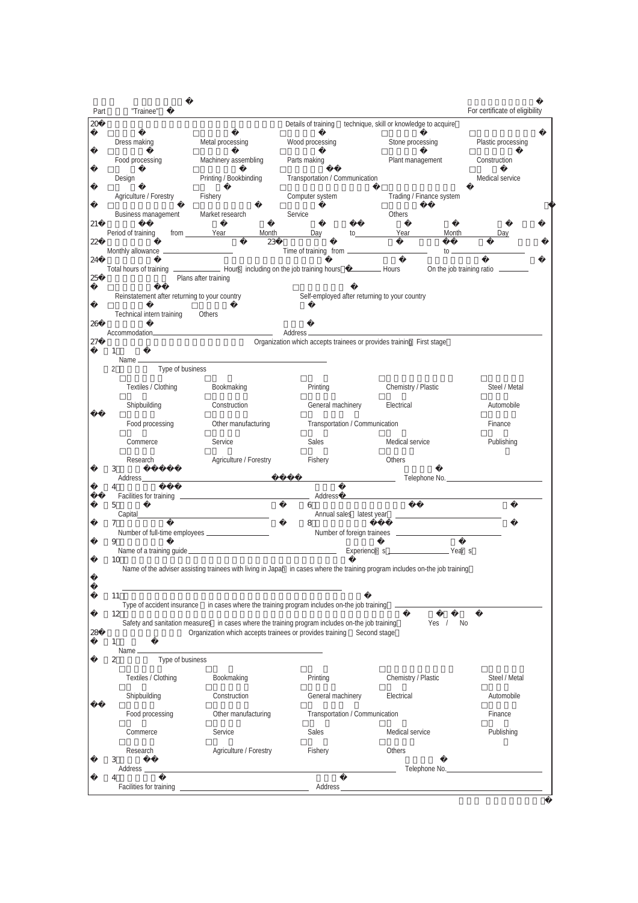Part "Trainee" — For certificate of eligibility

**20** Details of training (technique, skill or knowledge to acquire)

- □ Dress making
- □ Metal processing
- □ Wood processing
- □ Stone processing
- □ Plastic processing
- □ Food processing
- □ Machinery assembling
- □ Parts making
- □ Plant management
- □ Construction
- □ Design
- □ Printing / Bookbinding
- □ Transportation / Communication
- □ Medical service
- □ Agriculture / Forestry
- □ Fishery
- □ Computer system
- □ Trading / Finance system
- □ Business management
- □ Market research
- □ Service
- □ Others

**21** Period of training from ______ Year ______ Month ______ Day to ______ Year ______ Month ______ Day

**22** Monthly allowance ______ **23** Time of training from ______ to ______

**24** Total hours of training ______ Hours (including on the job training hours ______ Hours On the job training ratio ______)

**25** Plans after training

- □ Reinstatement after returning to your country
- □ Self-employed after returning to your country
- □ Technical intern training
- □ Others

**26** Accommodation ______ Address ______

**27** Organization which accepts trainees or provides training (First stage)

(1) Name ______

(2) Type of business

- □ Textiles / Clothing
- □ Bookmaking
- □ Printing
- □ Chemistry / Plastic
- □ Steel / Metal
- □ Shipbuilding
- □ Construction
- □ General machinery
- □ Electrical
- □ Automobile
- □ Food processing
- □ Other manufacturing
- □ Transportation / Communication
- □ Finance
- □ Commerce
- □ Service
- □ Sales
- □ Medical service
- □ Publishing
- □ Research
- □ Agriculture / Forestry
- □ Fishery
- □ Others

(3) Address ______ Telephone No. ______

(4) Facilities for training ______ Address ______

(5) Capital ______ (6) Annual sales (latest year) ______

(7) Number of full-time employees ______ (8) Number of foreign trainees ______

(9) Name of a training guide ______ Experience(s) ______ Year(s)

(10) Name of the adviser assisting trainees with living in Japan (in cases where the training program includes on-the job training)

______

(11) Type of accident insurance (in cases where the training program includes on-the job training) ______

(12) Safety and sanitation measures (in cases where the training program includes on-the job training) Yes / No

**28** Organization which accepts trainees or provides training (Second stage)

(1) Name ______

(2) Type of business

- □ Textiles / Clothing
- □ Bookmaking
- □ Printing
- □ Chemistry / Plastic
- □ Steel / Metal
- □ Shipbuilding
- □ Construction
- □ General machinery
- □ Electrical
- □ Automobile
- □ Food processing
- □ Other manufacturing
- □ Transportation / Communication
- □ Finance
- □ Commerce
- □ Service
- □ Sales
- □ Medical service
- □ Publishing
- □ Research
- □ Agriculture / Forestry
- □ Fishery
- □ Others

(3) Address ______ Telephone No. ______

(4) Facilities for training ______ Address ______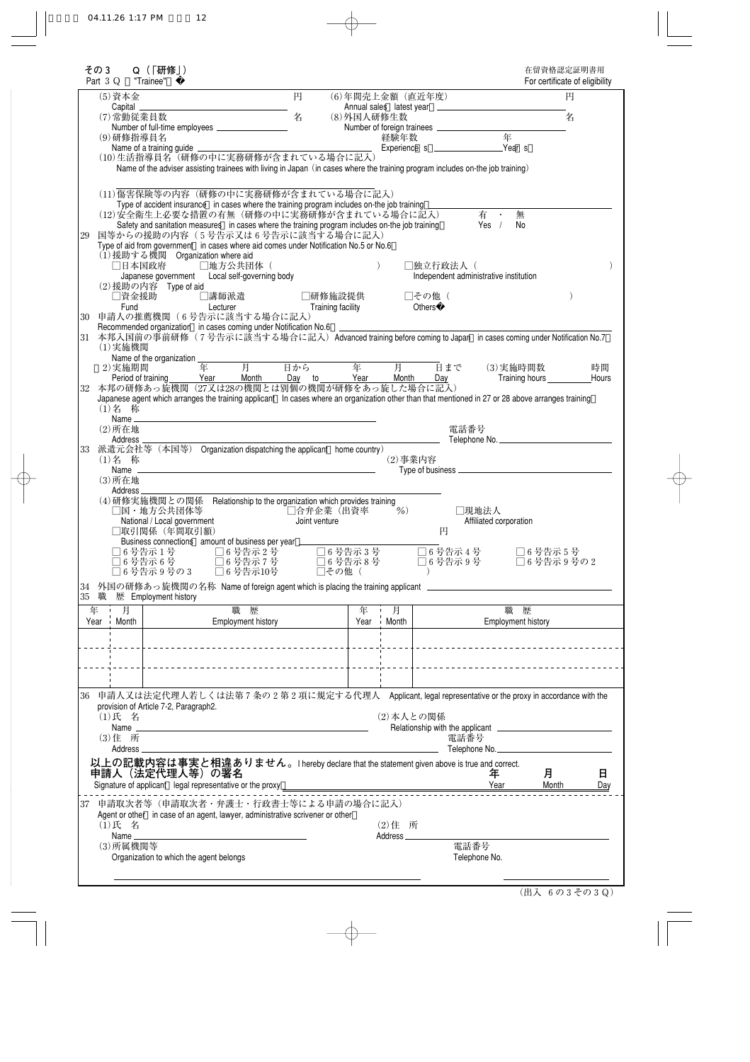その３　Ｑ（「研修」）
Part 3 Q "Trainee"

在留資格認定証明書用
For certificate of eligibility

(5)資本金　　　　　　　　　　　　円　　(6)年間売上金額（直近年度）　　　　　　　　円
Capital　　　　　　　　　　　　　　　　Annual sales (latest year)

(7)常勤従業員数　　　　　　　　　名　　(8)外国人研修生数　　　　　　　　　　　　　名
Number of full-time employees　　　　　　Number of foreign trainees

(9)研修指導員名　　　　　　　　　　　　経験年数　　　　　　　　年
Name of a training guide　　　　　　　　Experience(s)　　　　　Year(s)

(10)生活指導員名（研修の中に実務研修が含まれている場合に記入）
Name of the adviser assisting trainees with living in Japan (in cases where the training program includes on-the job training)

(11)傷害保険等の内容（研修の中に実務研修が含まれている場合に記入）
Type of accident insurance (in cases where the training program includes on-the job training)

(12)安全衛生上必要な措置の有無（研修の中に実務研修が含まれている場合に記入）　有 ・ 無
Safety and sanitation measures (in cases where the training program includes on-the job training)　Yes / No

29 国等からの援助の内容（５号告示又は６号告示に該当する場合に記入）
Type of aid from government (in cases where aid comes under Notification No.5 or No.6)

(1)援助する機関　Organization where aid
□日本国政府　Japanese government　□地方公共団体（　　　）Local self-governing body　□独立行政法人（　　　）Independent administrative institution

(2)援助の内容　Type of aid
□資金援助 Fund　□講師派遣 Lecturer　□研修施設提供 Training facility　□その他（　　　）Others

30 申請人の推薦機関（６号告示に該当する場合に記入）
Recommended organization (in cases coming under Notification No.6)

31 本邦入国前の事前研修（７号告示に該当する場合に記入）Advanced training before coming to Japan (in cases coming under Notification No.7)

(1)実施機関
Name of the organization

(2)実施期間　　年 Year　月 Month　日から Day to　　年 Year　月 Month　日まで Day　(3)実施時間数 Training hours　　時間 Hours
Period of training

32 本邦の研修あっ旋機関（27又は28の機関とは別個の機関が研修をあっ旋した場合に記入）
Japanese agent which arranges the training applicant (In cases where an organization other than that mentioned in 27 or 28 above arranges training)

(1)名 称
Name

(2)所在地　　　　　　　　　　　　　　　　　　　電話番号
Address　　　　　　　　　　　　　　　　　　　　Telephone No.

33 派遣元会社等（本国等）Organization dispatching the applicant (home country)

(1)名 称　　　　　　　　　　　　　　　　(2)事業内容
Name　　　　　　　　　　　　　　　　　　Type of business

(3)所在地
Address

(4)研修実施機関との関係　Relationship to the organization which provides training
□国・地方公共団体等 National / Local government　□合弁企業（出資率　　%）Joint venture　□現地法人 Affiliated corporation
□取引関係（年間取引額）　　　　円
Business connections (amount of business per year)
□６号告示１号　□６号告示２号　□６号告示３号　□６号告示４号　□６号告示５号
□６号告示６号　□６号告示７号　□６号告示８号　□６号告示９号　□６号告示９号の２
□６号告示９号の３　□６号告示10号　□その他（　　　）

34 外国の研修あっ旋機関の名称　Name of foreign agent which is placing the training applicant

35 職　歴　Employment history

| 年 Year | 月 Month | 職　歴 Employment history | 年 Year | 月 Month | 職　歴 Employment history |
|---|---|---|---|---|---|
| | | | | | |
| | | | | | |
| | | | | | |

36 申請人又は法定代理人若しくは法第７条の２第２項に規定する代理人　Applicant, legal representative or the proxy in accordance with the provision of Article 7-2, Paragraph2.

(1)氏 名　　　　　　　　　　　　　　　　(2)本人との関係
Name　　　　　　　　　　　　　　　　　　Relationship with the applicant

(3)住 所　　　　　　　　　　　　　　　　　　　電話番号
Address　　　　　　　　　　　　　　　　　　　　Telephone No.

**以上の記載内容は事実と相違ありません。** I hereby declare that the statement given above is true and correct.
**申請人（法定代理人等）の署名**　　　　　　　　　**年** Year　**月** Month　**日** Day
Signature of applicant (legal representative or the proxy)

37 申請取次者等（申請取次者・弁護士・行政書士等による申請の場合に記入）
Agent or other (in case of an agent, lawyer, administrative scrivener or other)

(1)氏 名　　　　　　　　　　　　　　　　(2)住 所
Name　　　　　　　　　　　　　　　　　　Address

(3)所属機関等　　　　　　　　　　　　　　　　　電話番号
Organization to which the agent belongs　　　　　Telephone No.

（出入 ６の３その３Ｑ）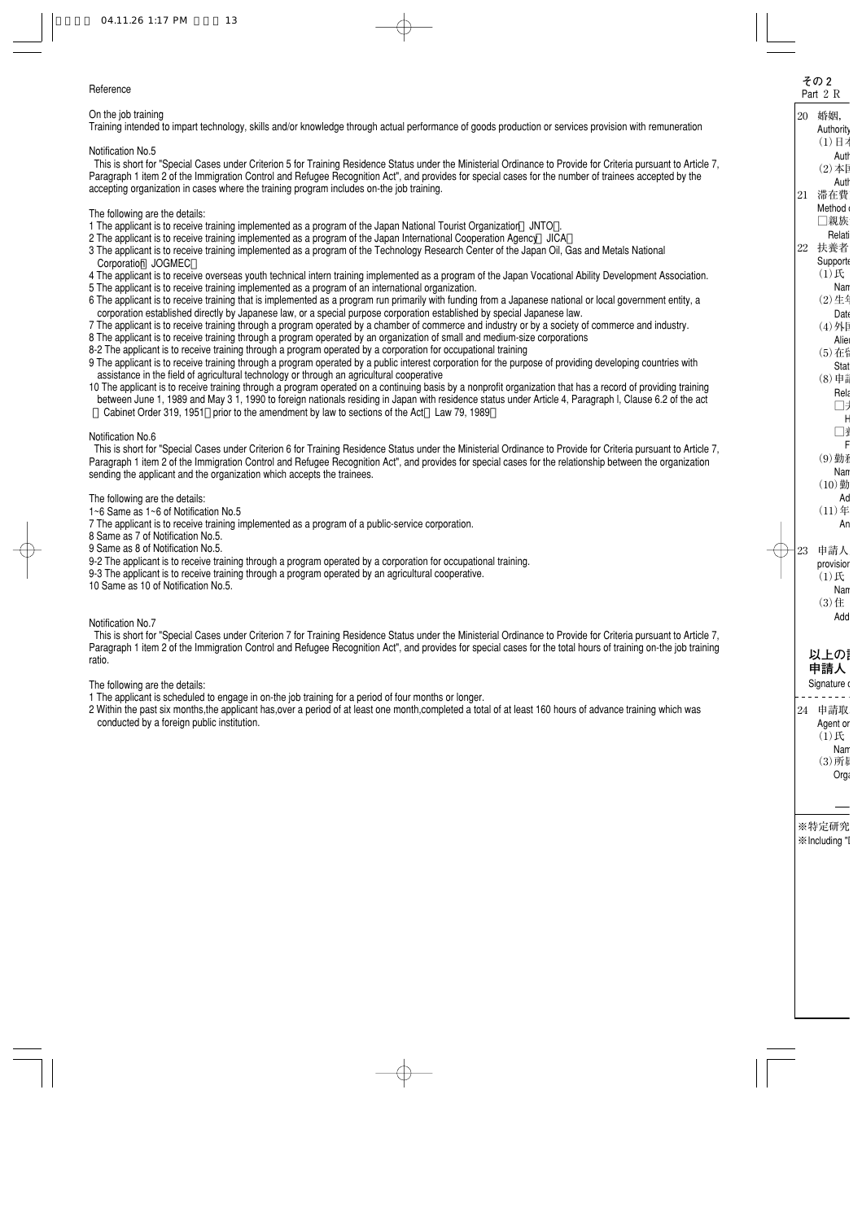Reference

On the job training

Training intended to impart technology, skills and/or knowledge through actual performance of goods production or services provision with remuneration

Notification No.5

This is short for "Special Cases under Criterion 5 for Training Residence Status under the Ministerial Ordinance to Provide for Criteria pursuant to Article 7, Paragraph 1 item 2 of the Immigration Control and Refugee Recognition Act", and provides for special cases for the number of trainees accepted by the accepting organization in cases where the training program includes on-the job training.

The following are the details:

1 The applicant is to receive training implemented as a program of the Japan National Tourist Organization（JNTO）.
2 The applicant is to receive training implemented as a program of the Japan International Cooperation Agency（JICA）
3 The applicant is to receive training implemented as a program of the Technology Research Center of the Japan Oil, Gas and Metals National Corporation（JOGMEC）
4 The applicant is to receive overseas youth technical intern training implemented as a program of the Japan Vocational Ability Development Association.
5 The applicant is to receive training implemented as a program of an international organization.
6 The applicant is to receive training that is implemented as a program run primarily with funding from a Japanese national or local government entity, a corporation established directly by Japanese law, or a special purpose corporation established by special Japanese law.
7 The applicant is to receive training through a program operated by a chamber of commerce and industry or by a society of commerce and industry.
8 The applicant is to receive training through a program operated by an organization of small and medium-size corporations
8-2 The applicant is to receive training through a program operated by a corporation for occupational training
9 The applicant is to receive training through a program operated by a public interest corporation for the purpose of providing developing countries with assistance in the field of agricultural technology or through an agricultural cooperative
10 The applicant is to receive training through a program operated on a continuing basis by a nonprofit organization that has a record of providing training between June 1, 1989 and May 3 1, 1990 to foreign nationals residing in Japan with residence status under Article 4, Paragraph l, Clause 6.2 of the act（Cabinet Order 319, 1951）prior to the amendment by law to sections of the Act（Law 79, 1989）

Notification No.6

This is short for "Special Cases under Criterion 6 for Training Residence Status under the Ministerial Ordinance to Provide for Criteria pursuant to Article 7, Paragraph 1 item 2 of the Immigration Control and Refugee Recognition Act", and provides for special cases for the relationship between the organization sending the applicant and the organization which accepts the trainees.

The following are the details:

1~6 Same as 1~6 of Notification No.5
7 The applicant is to receive training implemented as a program of a public-service corporation.
8 Same as 7 of Notification No.5.
9 Same as 8 of Notification No.5.
9-2 The applicant is to receive training through a program operated by a corporation for occupational training.
9-3 The applicant is to receive training through a program operated by an agricultural cooperative.
10 Same as 10 of Notification No.5.

Notification No.7

This is short for "Special Cases under Criterion 7 for Training Residence Status under the Ministerial Ordinance to Provide for Criteria pursuant to Article 7, Paragraph 1 item 2 of the Immigration Control and Refugee Recognition Act", and provides for special cases for the total hours of training on-the job training ratio.

The following are the details:

1 The applicant is scheduled to engage in on-the job training for a period of four months or longer.
2 Within the past six months,the applicant has,over a period of at least one month,completed a total of at least 160 hours of advance training which was conducted by a foreign public institution.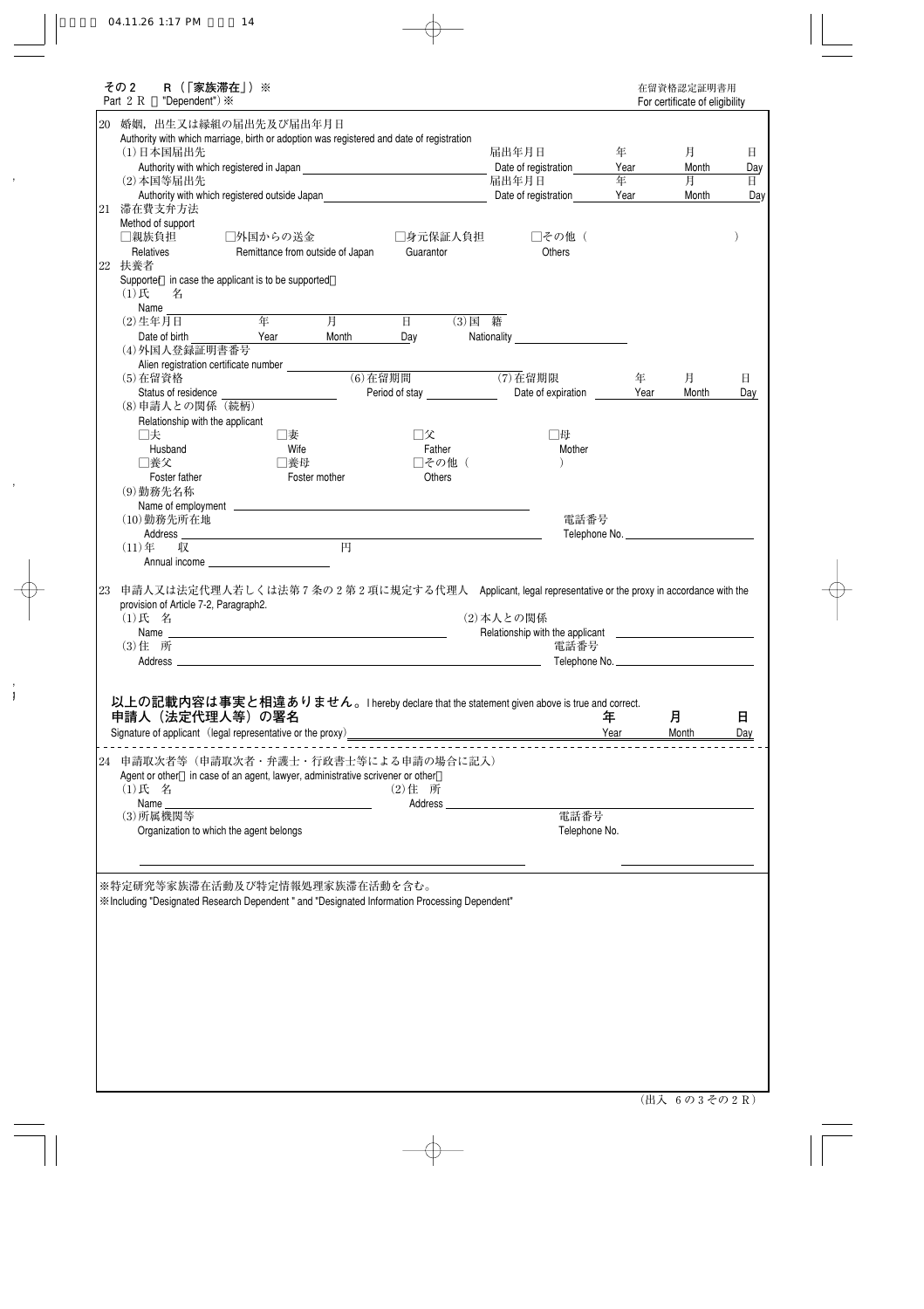その２　R（「家族滞在」）※
Part 2 R　"Dependent") ※

在留資格認定証明書用
For certificate of eligibility

20　婚姻，出生又は縁組の届出先及び届出年月日
Authority with which marriage, birth or adoption was registered and date of registration

(1)日本国届出先
Authority with which registered in Japan ＿＿＿＿＿＿＿＿　届出年月日 Date of registration ＿＿ 年 Year ＿＿ 月 Month ＿＿ 日 Day

(2)本国等届出先
Authority with which registered outside Japan ＿＿＿＿＿＿＿＿　届出年月日 Date of registration ＿＿ 年 Year ＿＿ 月 Month ＿＿ 日 Day

21　滞在費支弁方法
Method of support

□親族負担 Relatives　□外国からの送金 Remittance from outside of Japan　□身元保証人負担 Guarantor　□その他（　　　　） Others

22　扶養者
Supporter (in case the applicant is to be supported)

(1)氏　名
Name ＿＿＿＿＿＿＿＿

(2)生年月日
Date of birth ＿＿ 年 Year ＿＿ 月 Month ＿＿ 日 Day　(3)国　籍 Nationality ＿＿＿＿＿＿＿＿

(4)外国人登録証明書番号
Alien registration certificate number ＿＿＿＿＿＿＿＿

(5)在留資格
Status of residence ＿＿＿＿＿＿　(6)在留期間 Period of stay ＿＿＿＿＿＿　(7)在留期限 Date of expiration ＿＿ 年 Year ＿＿ 月 Month ＿＿ 日 Day

(8)申請人との関係（続柄）
Relationship with the applicant

□夫 Husband　□妻 Wife　□父 Father　□母 Mother
□養父 Foster father　□養母 Foster mother　□その他（　　　　） Others

(9)勤務先名称
Name of employment ＿＿＿＿＿＿＿＿

(10)勤務先所在地
Address ＿＿＿＿＿＿＿＿　電話番号 Telephone No. ＿＿＿＿＿＿＿＿

(11)年　収
Annual income ＿＿＿＿＿＿＿＿ 円

23　申請人又は法定代理人若しくは法第７条の２第２項に規定する代理人　Applicant, legal representative or the proxy in accordance with the provision of Article 7-2, Paragraph2.

(1)氏　名
Name ＿＿＿＿＿＿＿＿　(2)本人との関係 Relationship with the applicant ＿＿＿＿＿＿＿＿

(3)住　所
Address ＿＿＿＿＿＿＿＿　電話番号 Telephone No. ＿＿＿＿＿＿＿＿

**以上の記載内容は事実と相違ありません。** I hereby declare that the statement given above is true and correct.

**申請人（法定代理人等）の署名**
Signature of applicant (legal representative or the proxy) ＿＿＿＿＿＿＿＿　**年** Year ＿＿ **月** Month ＿＿ **日** Day

---

24　申請取次者等（申請取次者・弁護士・行政書士等による申請の場合に記入）
Agent or other (in case of an agent, lawyer, administrative scrivener or other)

(1)氏　名
Name ＿＿＿＿＿＿＿＿　(2)住　所 Address ＿＿＿＿＿＿＿＿

(3)所属機関等
Organization to which the agent belongs ＿＿＿＿＿＿＿＿　電話番号 Telephone No. ＿＿＿＿＿＿＿＿

※特定研究等家族滞在活動及び特定情報処理家族滞在活動を含む。
※Including "Designated Research Dependent " and "Designated Information Processing Dependent"

（出入　６の３その２Ｒ）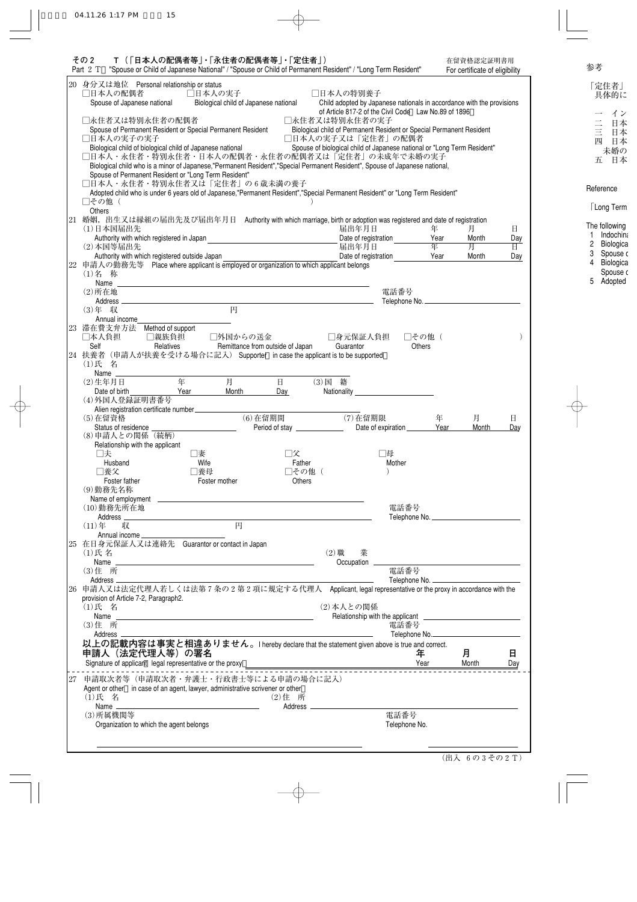## その２　Ｔ（「日本人の配偶者等」・「永住者の配偶者等」・「定住者」）

Part 2 T "Spouse or Child of Japanese National" / "Spouse or Child of Permanent Resident" / "Long Term Resident"

在留資格認定証明書用
For certificate of eligibility

20 身分又は地位　Personal relationship or status

□日本人の配偶者　Spouse of Japanese national
□日本人の実子　Biological child of Japanese national
□日本人の特別養子　Child adopted by Japanese nationals in accordance with the provisions of Article 817-2 of the Civil Code (Law No.89 of 1896)
□永住者又は特別永住者の配偶者　Spouse of Permanent Resident or Special Permanent Resident
□永住者又は特別永住者の実子　Biological child of Permanent Resident or Special Permanent Resident
□日本人の実子の実子　Biological child of biological child of Japanese national
□日本人の実子又は「定住者」の配偶者　Spouse of biological child of Japanese national or "Long Term Resident"
□日本人・永住者・特別永住者・日本人の配偶者・永住者の配偶者又は「定住者」の未成年で未婚の実子　Biological child who is a minor of Japanese,"Permanent Resident","Special Permanent Resident", Spouse of Japanese national, Spouse of Permanent Resident or "Long Term Resident"
□日本人・永住者・特別永住者又は「定住者」の６歳未満の養子　Adopted child who is under 6 years old of Japanese,"Permanent Resident","Special Permanent Resident" or "Long Term Resident"
□その他（　　　　　　　　　　　　）Others

21 婚姻，出生又は縁組の届出先及び届出年月日　Authority with which marriage, birth or adoption was registered and date of registration

(1)日本国届出先　Authority with which registered in Japan ______　届出年月日 Date of registration ____ 年 Year ____ 月 Month ____ 日 Day

(2)本国等届出先　Authority with which registered outside Japan ______　届出年月日 Date of registration ____ 年 Year ____ 月 Month ____ 日 Day

22 申請人の勤務先等　Place where applicant is employed or organization to which applicant belongs

(1)名　称　Name ______

(2)所在地　Address ______　電話番号 Telephone No. ______

(3)年　収　Annual income ______ 円

23 滞在費支弁方法　Method of support

□本人負担 Self　□親族負担 Relatives　□外国からの送金 Remittance from outside of Japan　□身元保証人負担 Guarantor　□その他（　　　　）Others

24 扶養者（申請人が扶養を受ける場合に記入）Supporter (in case the applicant is to be supported)

(1)氏　名　Name ______

(2)生年月日　Date of birth ____ 年 Year ____ 月 Month ____ 日 Day　(3)国　籍　Nationality ______

(4)外国人登録証明書番号　Alien registration certificate number ______

(5)在留資格　Status of residence ______　(6)在留期間　Period of stay ______　(7)在留期限　Date of expiration ____ 年 Year ____ 月 Month ____ 日 Day

(8)申請人との関係（続柄）　Relationship with the applicant

□夫 Husband　□妻 Wife　□父 Father　□母 Mother
□養父 Foster father　□養母 Foster mother　□その他（　　　　）Others

(9)勤務先名称　Name of employment ______

(10)勤務先所在地　Address ______　電話番号 Telephone No. ______

(11)年　収　Annual income ______ 円

25 在日身元保証人又は連絡先　Guarantor or contact in Japan

(1)氏 名　Name ______　(2)職　業　Occupation ______

(3)住　所　Address ______　電話番号 Telephone No. ______

26 申請人又は法定代理人若しくは法第７条の２第２項に規定する代理人　Applicant, legal representative or the proxy in accordance with the provision of Article 7-2, Paragraph2.

(1)氏　名　Name ______　(2)本人との関係　Relationship with the applicant ______

(3)住　所　Address ______　電話番号 Telephone No. ______

**以上の記載内容は事実と相違ありません。** I hereby declare that the statement given above is true and correct.

**申請人（法定代理人等）の署名**
Signature of applicant (legal representative or the proxy) ______　**年** Year ____ **月** Month ____ **日** Day

---

27 申請取次者等（申請取次者・弁護士・行政書士等による申請の場合に記入）
Agent or other (in case of an agent, lawyer, administrative scrivener or other)

(1)氏　名　Name ______　(2)住　所　Address ______

(3)所属機関等　Organization to which the agent belongs ______　電話番号 Telephone No. ______

（出入 ６の３その２Ｔ）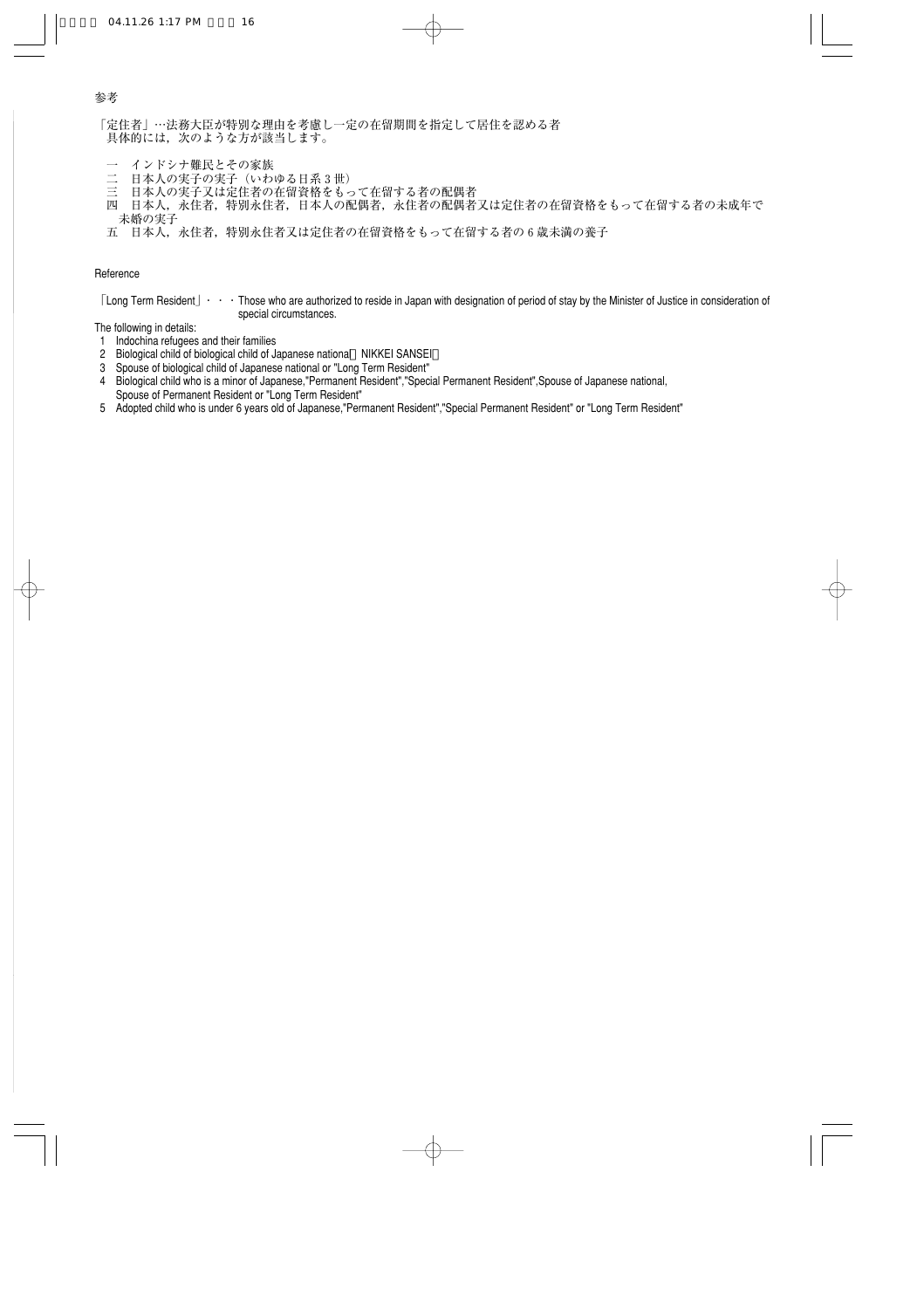参考

「定住者」…法務大臣が特別な理由を考慮し一定の在留期間を指定して居住を認める者
具体的には，次のような方が該当します。

一　インドシナ難民とその家族
二　日本人の実子の実子（いわゆる日系３世）
三　日本人の実子又は定住者の在留資格をもって在留する者の配偶者
四　日本人，永住者，特別永住者，日本人の配偶者，永住者の配偶者又は定住者の在留資格をもって在留する者の未成年で未婚の実子
五　日本人，永住者，特別永住者又は定住者の在留資格をもって在留する者の６歳未満の養子

Reference

「Long Term Resident」・・・Those who are authorized to reside in Japan with designation of period of stay by the Minister of Justice in consideration of special circumstances.

The following in details:

1 Indochina refugees and their families
2 Biological child of biological child of Japanese nationa（NIKKEI SANSEI）
3 Spouse of biological child of Japanese national or "Long Term Resident"
4 Biological child who is a minor of Japanese,"Permanent Resident","Special Permanent Resident",Spouse of Japanese national, Spouse of Permanent Resident or "Long Term Resident"
5 Adopted child who is under 6 years old of Japanese,"Permanent Resident","Special Permanent Resident" or "Long Term Resident"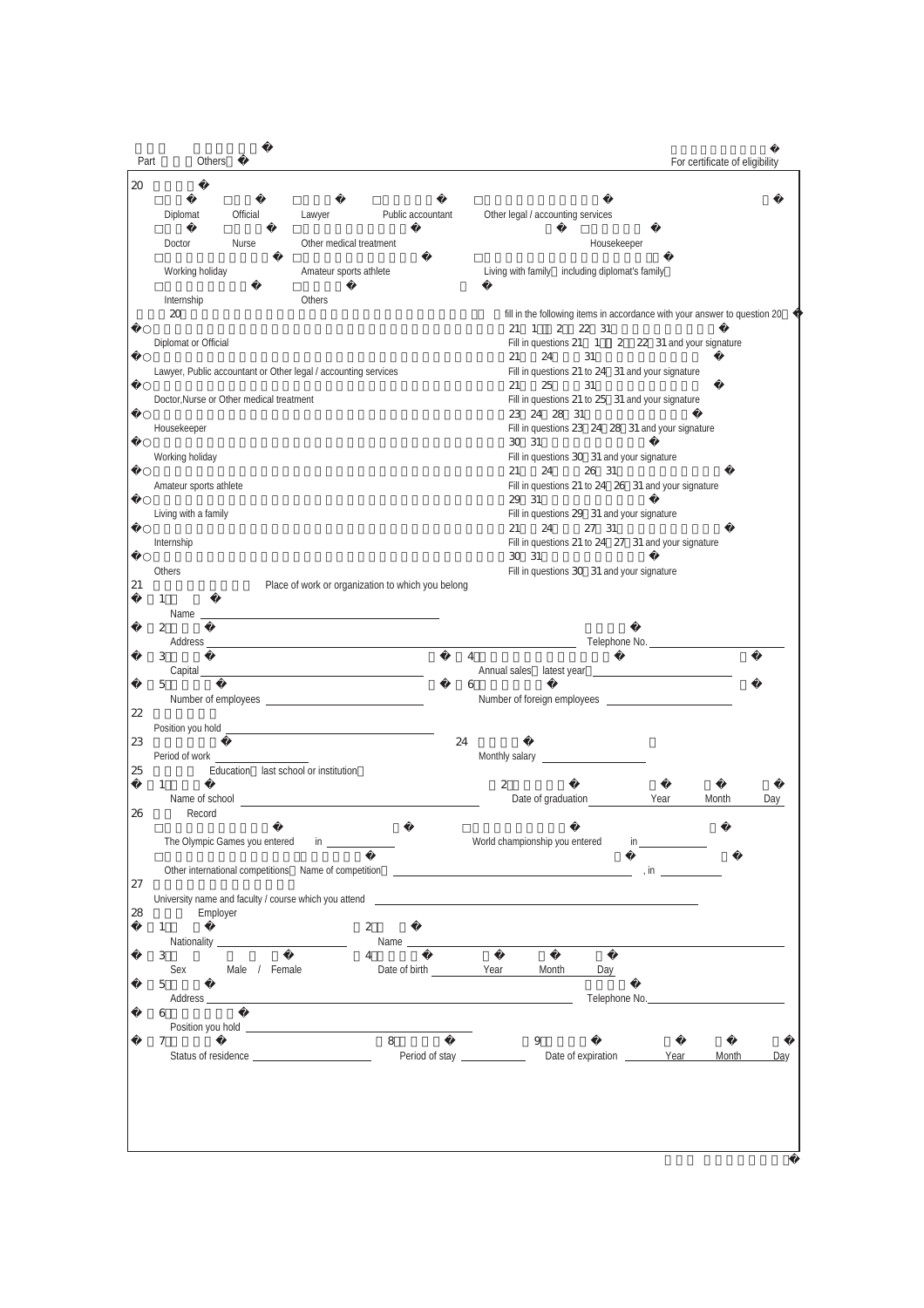Part Others

For certificate of eligibility

20

☐ Diplomat ☐ Official ☐ Lawyer ☐ Public accountant ☐ Other legal / accounting services

☐ Doctor ☐ Nurse ☐ Other medical treatment ☐ Housekeeper

☐ Working holiday ☐ Amateur sports athlete ☐ Living with family (including diplomat's family)

☐ Internship ☐ Others

20 fill in the following items in accordance with your answer to question 20

- ○ Diplomat or Official — 21 (1) (2) 22 31 — Fill in questions 21 (1) (2) 22 31 and your signature
- ○ Lawyer, Public accountant or Other legal / accounting services — 21 24 31 — Fill in questions 21 to 24 31 and your signature
- ○ Doctor, Nurse or Other medical treatment — 21 25 31 — Fill in questions 21 to 25 31 and your signature
- ○ Housekeeper — 23 24 28 31 — Fill in questions 23 24 28 31 and your signature
- ○ Working holiday — 30 31 — Fill in questions 30 31 and your signature
- ○ Amateur sports athlete — 21 24 26 31 — Fill in questions 21 to 24 26 31 and your signature
- ○ Living with a family — 29 31 — Fill in questions 29 31 and your signature
- ○ Internship — 21 24 27 31 — Fill in questions 21 to 24 27 31 and your signature
- ○ Others — 30 31 — Fill in questions 30 31 and your signature

21 Place of work or organization to which you belong

(1) Name ______

(2) Address ______ Telephone No. ______

(3) Capital ______ (4) Annual sales (latest year) ______

(5) Number of employees ______ (6) Number of foreign employees ______

22 Position you hold ______

23 Period of work ______ 24 Monthly salary ______

25 Education (last school or institution)

(1) Name of school ______ (2) Date of graduation ____ Year ____ Month ____ Day

26 Record

☐ The Olympic Games you entered in ______ ☐ World championship you entered in ______

☐ Other international competitions (Name of competition ______ , in ______

27 University name and faculty / course which you attend ______

28 Employer

(1) Nationality ______ (2) Name ______

(3) Sex Male / Female (4) Date of birth ____ Year ____ Month ____ Day

(5) Address ______ Telephone No. ______

(6) Position you hold ______

(7) Status of residence ______ (8) Period of stay ______ (9) Date of expiration ____ Year ____ Month ____ Day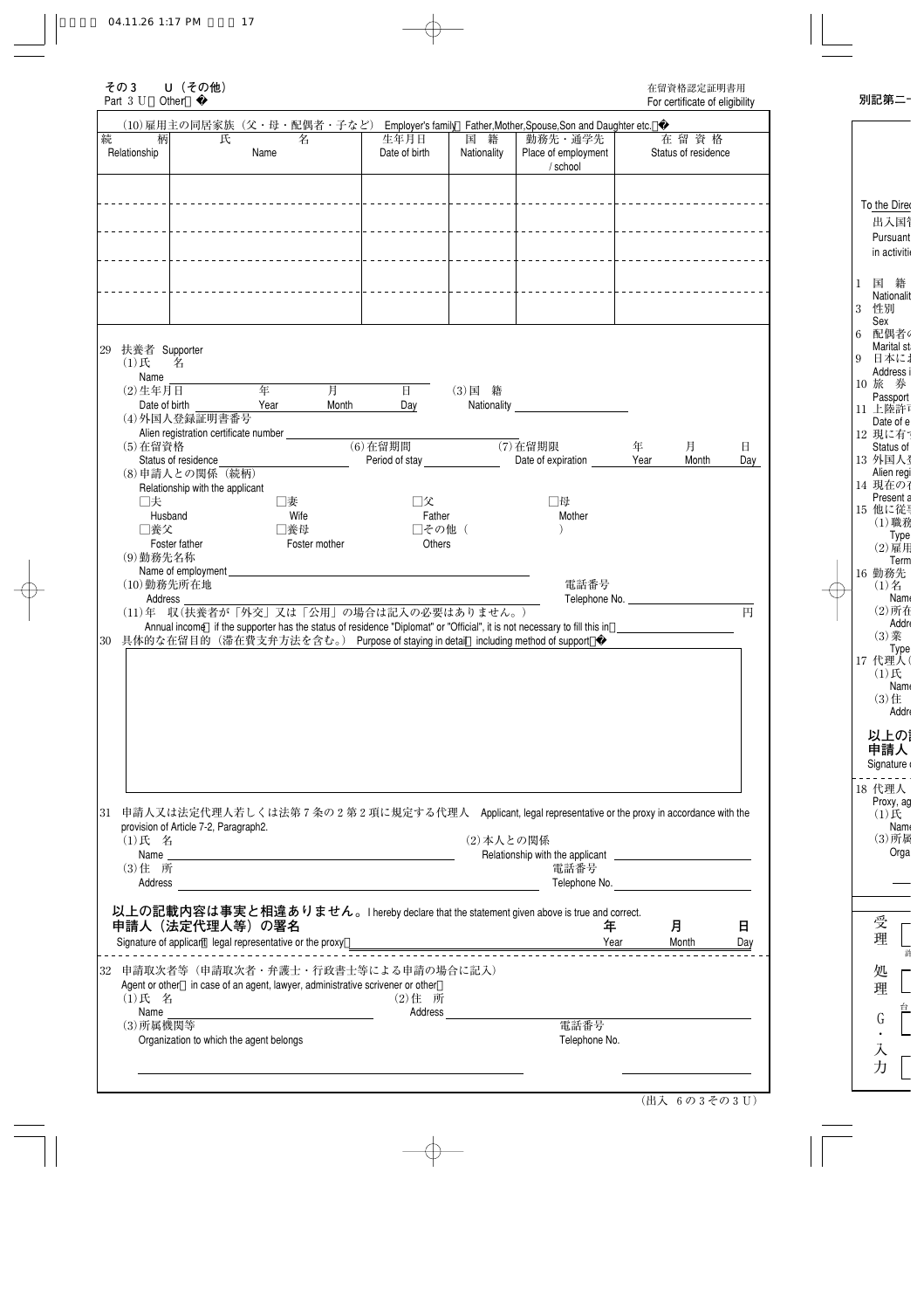その３　Ｕ（その他）
Part 3 U Other

在留資格認定証明書用
For certificate of eligibility

（10）雇用主の同居家族（父・母・配偶者・子など） Employer's family Father,Mother,Spouse,Son and Daughter etc.

| 続　柄 Relationship | 氏　名 Name | 生年月日 Date of birth | 国　籍 Nationality | 勤務先・通学先 Place of employment / school | 在 留 資 格 Status of residence |
|---|---|---|---|---|---|
| | | | | | |
| | | | | | |
| | | | | | |
| | | | | | |
| | | | | | |

29 扶養者 Supporter

(1)氏　名
Name

(2)生年月日　　年　　月　　日　　(3)国　籍
Date of birth　Year　Month　Day　Nationality

(4)外国人登録証明書番号
Alien registration certificate number

(5)在留資格　(6)在留期間　(7)在留期限　年　月　日
Status of residence　Period of stay　Date of expiration　Year　Month　Day

(8)申請人との関係（続柄）
Relationship with the applicant

□夫 Husband　□妻 Wife　□父 Father　□母 Mother
□養父 Foster father　□養母 Foster mother　□その他（　） Others

(9)勤務先名称
Name of employment

(10)勤務先所在地　電話番号
Address　Telephone No.

(11)年　収（扶養者が「外交」又は「公用」の場合は記入の必要はありません。）　円
Annual income if the supporter has the status of residence "Diplomat" or "Official", it is not necessary to fill this in

30 具体的な在留目的（滞在費支弁方法を含む。） Purpose of staying in detail including method of support

31 申請人又は法定代理人若しくは法第７条の２第２項に規定する代理人 Applicant, legal representative or the proxy in accordance with the provision of Article 7-2, Paragraph2.

(1)氏　名　(2)本人との関係
Name　Relationship with the applicant

(3)住　所　電話番号
Address　Telephone No.

**以上の記載内容は事実と相違ありません。** I hereby declare that the statement given above is true and correct.

**申請人（法定代理人等）の署名**　年　月　日
Signature of applicant legal representative or the proxy　Year　Month　Day

32 申請取次者等（申請取次者・弁護士・行政書士等による申請の場合に記入）
Agent or other in case of an agent, lawyer, administrative scrivener or other

(1)氏　名　(2)住　所
Name　Address

(3)所属機関等　電話番号
Organization to which the agent belongs　Telephone No.

（出入 ６の３その３Ｕ）